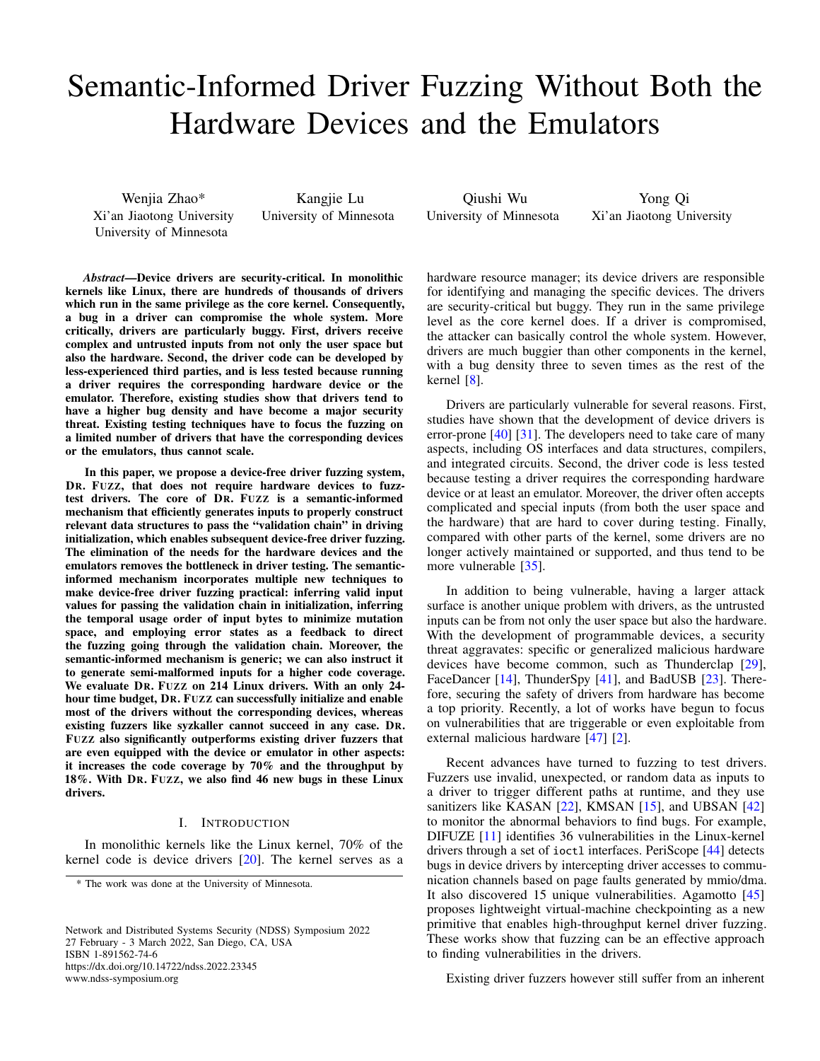# Semantic-Informed Driver Fuzzing Without Both the Hardware Devices and the Emulators

Wenjia Zhao*
Xi'an Jiaotong University
University of Minnesota

Kangjie Lu
University of Minnesota

Qiushi Wu
University of Minnesota

Yong Qi
Xi'an Jiaotong University

***Abstract*—Device drivers are security-critical. In monolithic kernels like Linux, there are hundreds of thousands of drivers which run in the same privilege as the core kernel. Consequently, a bug in a driver can compromise the whole system. More critically, drivers are particularly buggy. First, drivers receive complex and untrusted inputs from not only the user space but also the hardware. Second, the driver code can be developed by less-experienced third parties, and is less tested because running a driver requires the corresponding hardware device or the emulator. Therefore, existing studies show that drivers tend to have a higher bug density and have become a major security threat. Existing testing techniques have to focus the fuzzing on a limited number of drivers that have the corresponding devices or the emulators, thus cannot scale.**

**In this paper, we propose a device-free driver fuzzing system, DR. FUZZ, that does not require hardware devices to fuzz-test drivers. The core of DR. FUZZ is a semantic-informed mechanism that efficiently generates inputs to properly construct relevant data structures to pass the "validation chain" in driving initialization, which enables subsequent device-free driver fuzzing. The elimination of the needs for the hardware devices and the emulators removes the bottleneck in driver testing. The semantic-informed mechanism incorporates multiple new techniques to make device-free driver fuzzing practical: inferring valid input values for passing the validation chain in initialization, inferring the temporal usage order of input bytes to minimize mutation space, and employing error states as a feedback to direct the fuzzing going through the validation chain. Moreover, the semantic-informed mechanism is generic; we can also instruct it to generate semi-malformed inputs for a higher code coverage. We evaluate DR. FUZZ on 214 Linux drivers. With an only 24-hour time budget, DR. FUZZ can successfully initialize and enable most of the drivers without the corresponding devices, whereas existing fuzzers like syzkaller cannot succeed in any case. DR. FUZZ also significantly outperforms existing driver fuzzers that are even equipped with the device or emulator in other aspects: it increases the code coverage by 70% and the throughput by 18%. With DR. FUZZ, we also find 46 new bugs in these Linux drivers.**

## I. INTRODUCTION

In monolithic kernels like the Linux kernel, 70% of the kernel code is device drivers [20]. The kernel serves as a hardware resource manager; its device drivers are responsible for identifying and managing the specific devices. The drivers are security-critical but buggy. They run in the same privilege level as the core kernel does. If a driver is compromised, the attacker can basically control the whole system. However, drivers are much buggier than other components in the kernel, with a bug density three to seven times as the rest of the kernel [8].

Drivers are particularly vulnerable for several reasons. First, studies have shown that the development of device drivers is error-prone [40] [31]. The developers need to take care of many aspects, including OS interfaces and data structures, compilers, and integrated circuits. Second, the driver code is less tested because testing a driver requires the corresponding hardware device or at least an emulator. Moreover, the driver often accepts complicated and special inputs (from both the user space and the hardware) that are hard to cover during testing. Finally, compared with other parts of the kernel, some drivers are no longer actively maintained or supported, and thus tend to be more vulnerable [35].

In addition to being vulnerable, having a larger attack surface is another unique problem with drivers, as the untrusted inputs can be from not only the user space but also the hardware. With the development of programmable devices, a security threat aggravates: specific or generalized malicious hardware devices have become common, such as Thunderclap [29], FaceDancer [14], ThunderSpy [41], and BadUSB [23]. Therefore, securing the safety of drivers from hardware has become a top priority. Recently, a lot of works have begun to focus on vulnerabilities that are triggerable or even exploitable from external malicious hardware [47] [2].

Recent advances have turned to fuzzing to test drivers. Fuzzers use invalid, unexpected, or random data as inputs to a driver to trigger different paths at runtime, and they use sanitizers like KASAN [22], KMSAN [15], and UBSAN [42] to monitor the abnormal behaviors to find bugs. For example, DIFUZE [11] identifies 36 vulnerabilities in the Linux-kernel drivers through a set of `ioctl` interfaces. PeriScope [44] detects bugs in device drivers by intercepting driver accesses to communication channels based on page faults generated by mmio/dma. It also discovered 15 unique vulnerabilities. Agamotto [45] proposes lightweight virtual-machine checkpointing as a new primitive that enables high-throughput kernel driver fuzzing. These works show that fuzzing can be an effective approach to finding vulnerabilities in the drivers.

Existing driver fuzzers however still suffer from an inherent

* The work was done at the University of Minnesota.

Network and Distributed Systems Security (NDSS) Symposium 2022
27 February - 3 March 2022, San Diego, CA, USA
ISBN 1-891562-74-6
https://dx.doi.org/10.14722/ndss.2022.23345
www.ndss-symposium.org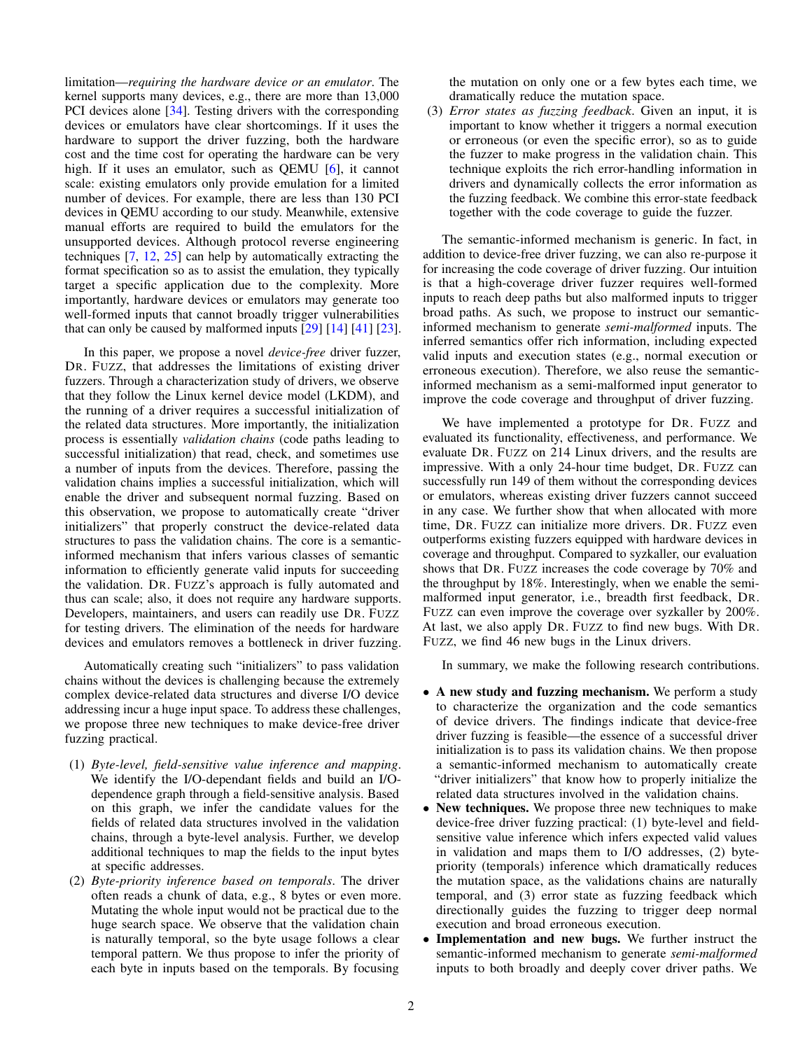limitation—*requiring the hardware device or an emulator*. The kernel supports many devices, e.g., there are more than 13,000 PCI devices alone [34]. Testing drivers with the corresponding devices or emulators have clear shortcomings. If it uses the hardware to support the driver fuzzing, both the hardware cost and the time cost for operating the hardware can be very high. If it uses an emulator, such as QEMU [6], it cannot scale: existing emulators only provide emulation for a limited number of devices. For example, there are less than 130 PCI devices in QEMU according to our study. Meanwhile, extensive manual efforts are required to build the emulators for the unsupported devices. Although protocol reverse engineering techniques [7, 12, 25] can help by automatically extracting the format specification so as to assist the emulation, they typically target a specific application due to the complexity. More importantly, hardware devices or emulators may generate too well-formed inputs that cannot broadly trigger vulnerabilities that can only be caused by malformed inputs [29] [14] [41] [23].

In this paper, we propose a novel *device-free* driver fuzzer, DR. FUZZ, that addresses the limitations of existing driver fuzzers. Through a characterization study of drivers, we observe that they follow the Linux kernel device model (LKDM), and the running of a driver requires a successful initialization of the related data structures. More importantly, the initialization process is essentially *validation chains* (code paths leading to successful initialization) that read, check, and sometimes use a number of inputs from the devices. Therefore, passing the validation chains implies a successful initialization, which will enable the driver and subsequent normal fuzzing. Based on this observation, we propose to automatically create "driver initializers" that properly construct the device-related data structures to pass the validation chains. The core is a semantic-informed mechanism that infers various classes of semantic information to efficiently generate valid inputs for succeeding the validation. DR. FUZZ's approach is fully automated and thus can scale; also, it does not require any hardware supports. Developers, maintainers, and users can readily use DR. FUZZ for testing drivers. The elimination of the needs for hardware devices and emulators removes a bottleneck in driver fuzzing.

Automatically creating such "initializers" to pass validation chains without the devices is challenging because the extremely complex device-related data structures and diverse I/O device addressing incur a huge input space. To address these challenges, we propose three new techniques to make device-free driver fuzzing practical.

(1) *Byte-level, field-sensitive value inference and mapping*. We identify the I/O-dependant fields and build an I/O-dependence graph through a field-sensitive analysis. Based on this graph, we infer the candidate values for the fields of related data structures involved in the validation chains, through a byte-level analysis. Further, we develop additional techniques to map the fields to the input bytes at specific addresses.
(2) *Byte-priority inference based on temporals*. The driver often reads a chunk of data, e.g., 8 bytes or even more. Mutating the whole input would not be practical due to the huge search space. We observe that the validation chain is naturally temporal, so the byte usage follows a clear temporal pattern. We thus propose to infer the priority of each byte in inputs based on the temporals. By focusing the mutation on only one or a few bytes each time, we dramatically reduce the mutation space.
(3) *Error states as fuzzing feedback*. Given an input, it is important to know whether it triggers a normal execution or erroneous (or even the specific error), so as to guide the fuzzer to make progress in the validation chain. This technique exploits the rich error-handling information in drivers and dynamically collects the error information as the fuzzing feedback. We combine this error-state feedback together with the code coverage to guide the fuzzer.

The semantic-informed mechanism is generic. In fact, in addition to device-free driver fuzzing, we can also re-purpose it for increasing the code coverage of driver fuzzing. Our intuition is that a high-coverage driver fuzzer requires well-formed inputs to reach deep paths but also malformed inputs to trigger broad paths. As such, we propose to instruct our semantic-informed mechanism to generate *semi-malformed* inputs. The inferred semantics offer rich information, including expected valid inputs and execution states (e.g., normal execution or erroneous execution). Therefore, we also reuse the semantic-informed mechanism as a semi-malformed input generator to improve the code coverage and throughput of driver fuzzing.

We have implemented a prototype for DR. FUZZ and evaluated its functionality, effectiveness, and performance. We evaluate DR. FUZZ on 214 Linux drivers, and the results are impressive. With a only 24-hour time budget, DR. FUZZ can successfully run 149 of them without the corresponding devices or emulators, whereas existing driver fuzzers cannot succeed in any case. We further show that when allocated with more time, DR. FUZZ can initialize more drivers. DR. FUZZ even outperforms existing fuzzers equipped with hardware devices in coverage and throughput. Compared to syzkaller, our evaluation shows that DR. FUZZ increases the code coverage by 70% and the throughput by 18%. Interestingly, when we enable the semi-malformed input generator, i.e., breadth first feedback, DR. FUZZ can even improve the coverage over syzkaller by 200%. At last, we also apply DR. FUZZ to find new bugs. With DR. FUZZ, we find 46 new bugs in the Linux drivers.

In summary, we make the following research contributions.

- **A new study and fuzzing mechanism.** We perform a study to characterize the organization and the code semantics of device drivers. The findings indicate that device-free driver fuzzing is feasible—the essence of a successful driver initialization is to pass its validation chains. We then propose a semantic-informed mechanism to automatically create "driver initializers" that know how to properly initialize the related data structures involved in the validation chains.
- **New techniques.** We propose three new techniques to make device-free driver fuzzing practical: (1) byte-level and field-sensitive value inference which infers expected valid values in validation and maps them to I/O addresses, (2) byte-priority (temporals) inference which dramatically reduces the mutation space, as the validations chains are naturally temporal, and (3) error state as fuzzing feedback which directionally guides the fuzzing to trigger deep normal execution and broad erroneous execution.
- **Implementation and new bugs.** We further instruct the semantic-informed mechanism to generate *semi-malformed* inputs to both broadly and deeply cover driver paths. We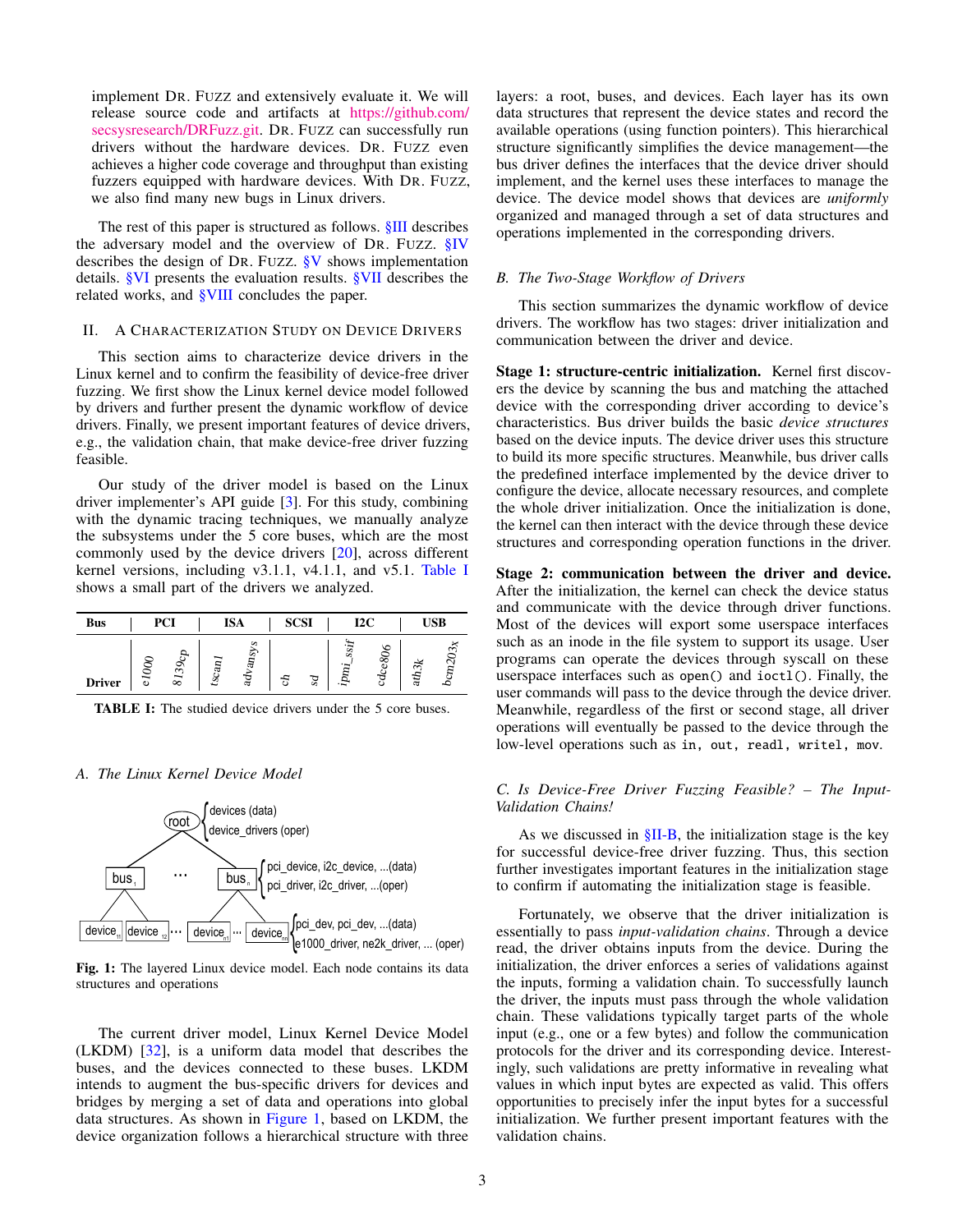implement DR. FUZZ and extensively evaluate it. We will release source code and artifacts at https://github.com/secsysresearch/DRFuzz.git. DR. FUZZ can successfully run drivers without the hardware devices. DR. FUZZ even achieves a higher code coverage and throughput than existing fuzzers equipped with hardware devices. With DR. FUZZ, we also find many new bugs in Linux drivers.

The rest of this paper is structured as follows. §III describes the adversary model and the overview of DR. FUZZ. §IV describes the design of DR. FUZZ. §V shows implementation details. §VI presents the evaluation results. §VII describes the related works, and §VIII concludes the paper.

## II. A Characterization Study on Device Drivers

This section aims to characterize device drivers in the Linux kernel and to confirm the feasibility of device-free driver fuzzing. We first show the Linux kernel device model followed by drivers and further present the dynamic workflow of device drivers. Finally, we present important features of device drivers, e.g., the validation chain, that make device-free driver fuzzing feasible.

Our study of the driver model is based on the Linux driver implementer's API guide [3]. For this study, combining with the dynamic tracing techniques, we manually analyze the subsystems under the 5 core buses, which are the most commonly used by the device drivers [20], across different kernel versions, including v3.1.1, v4.1.1, and v5.1. Table I shows a small part of the drivers we analyzed.

| Bus | PCI | | ISA | | SCSI | | I2C | | USB | |
|---|---|---|---|---|---|---|---|---|---|---|
| Driver | *e1000* | *8139cp* | *tscan1* | *advansys* | *ch* | *sd* | *ipmi_ssif* | *cdce806* | *ath3k* | *bcm203x* |

**TABLE I:** The studied device drivers under the 5 core buses.

### A. The Linux Kernel Device Model

**Fig. 1:** The layered Linux device model. Each node contains its data structures and operations

The current driver model, Linux Kernel Device Model (LKDM) [32], is a uniform data model that describes the buses, and the devices connected to these buses. LKDM intends to augment the bus-specific drivers for devices and bridges by merging a set of data and operations into global data structures. As shown in Figure 1, based on LKDM, the device organization follows a hierarchical structure with three layers: a root, buses, and devices. Each layer has its own data structures that represent the device states and record the available operations (using function pointers). This hierarchical structure significantly simplifies the device management—the bus driver defines the interfaces that the device driver should implement, and the kernel uses these interfaces to manage the device. The device model shows that devices are *uniformly* organized and managed through a set of data structures and operations implemented in the corresponding drivers.

### B. The Two-Stage Workflow of Drivers

This section summarizes the dynamic workflow of device drivers. The workflow has two stages: driver initialization and communication between the driver and device.

**Stage 1: structure-centric initialization.** Kernel first discovers the device by scanning the bus and matching the attached device with the corresponding driver according to device's characteristics. Bus driver builds the basic *device structures* based on the device inputs. The device driver uses this structure to build its more specific structures. Meanwhile, bus driver calls the predefined interface implemented by the device driver to configure the device, allocate necessary resources, and complete the whole driver initialization. Once the initialization is done, the kernel can then interact with the device through these device structures and corresponding operation functions in the driver.

**Stage 2: communication between the driver and device.** After the initialization, the kernel can check the device status and communicate with the device through driver functions. Most of the devices will export some userspace interfaces such as an inode in the file system to support its usage. User programs can operate the devices through syscall on these userspace interfaces such as `open()` and `ioctl()`. Finally, the user commands will pass to the device through the device driver. Meanwhile, regardless of the first or second stage, all driver operations will eventually be passed to the device through the low-level operations such as `in, out, readl, writel, mov`.

### C. Is Device-Free Driver Fuzzing Feasible? – The Input-Validation Chains!

As we discussed in §II-B, the initialization stage is the key for successful device-free driver fuzzing. Thus, this section further investigates important features in the initialization stage to confirm if automating the initialization stage is feasible.

Fortunately, we observe that the driver initialization is essentially to pass *input-validation chains*. Through a device read, the driver obtains inputs from the device. During the initialization, the driver enforces a series of validations against the inputs, forming a validation chain. To successfully launch the driver, the inputs must pass through the whole validation chain. These validations typically target parts of the whole input (e.g., one or a few bytes) and follow the communication protocols for the driver and its corresponding device. Interestingly, such validations are pretty informative in revealing what values in which input bytes are expected as valid. This offers opportunities to precisely infer the input bytes for a successful initialization. We further present important features with the validation chains.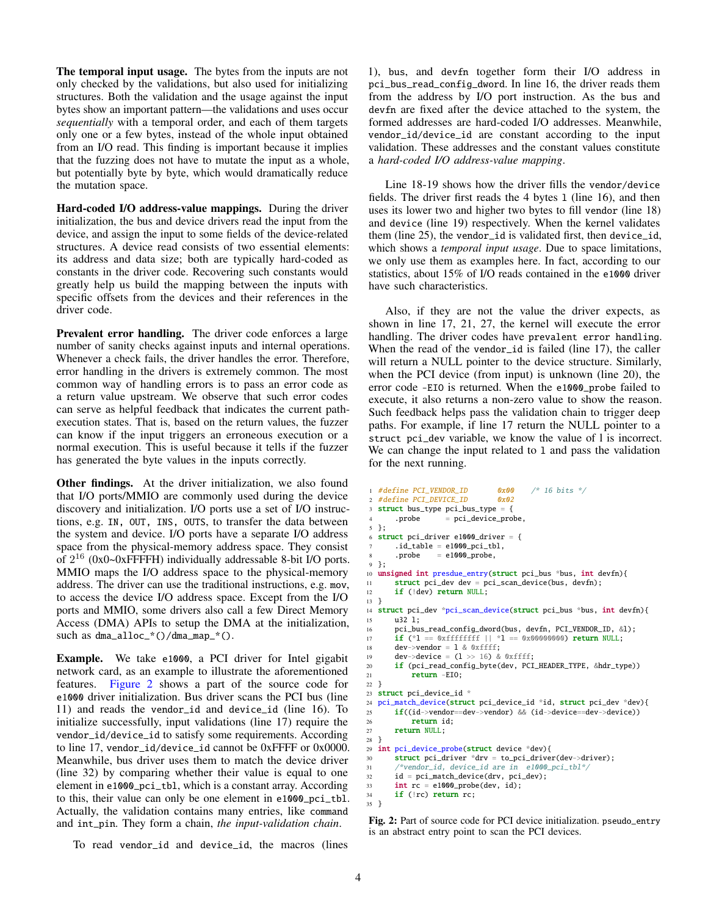**The temporal input usage.** The bytes from the inputs are not only checked by the validations, but also used for initializing structures. Both the validation and the usage against the input bytes show an important pattern—the validations and uses occur *sequentially* with a temporal order, and each of them targets only one or a few bytes, instead of the whole input obtained from an I/O read. This finding is important because it implies that the fuzzing does not have to mutate the input as a whole, but potentially byte by byte, which would dramatically reduce the mutation space.

**Hard-coded I/O address-value mappings.** During the driver initialization, the bus and device drivers read the input from the device, and assign the input to some fields of the device-related structures. A device read consists of two essential elements: its address and data size; both are typically hard-coded as constants in the driver code. Recovering such constants would greatly help us build the mapping between the inputs with specific offsets from the devices and their references in the driver code.

**Prevalent error handling.** The driver code enforces a large number of sanity checks against inputs and internal operations. Whenever a check fails, the driver handles the error. Therefore, error handling in the drivers is extremely common. The most common way of handling errors is to pass an error code as a return value upstream. We observe that such error codes can serve as helpful feedback that indicates the current path-execution states. That is, based on the return values, the fuzzer can know if the input triggers an erroneous execution or a normal execution. This is useful because it tells if the fuzzer has generated the byte values in the inputs correctly.

**Other findings.** At the driver initialization, we also found that I/O ports/MMIO are commonly used during the device discovery and initialization. I/O ports use a set of I/O instructions, e.g. `IN`, `OUT`, `INS`, `OUTS`, to transfer the data between the system and device. I/O ports have a separate I/O address space from the physical-memory address space. They consist of $2^{16}$ (0x0~0xFFFFH) individually addressable 8-bit I/O ports. MMIO maps the I/O address space to the physical-memory address. The driver can use the traditional instructions, e.g. `mov`, to access the device I/O address space. Except from the I/O ports and MMIO, some drivers also call a few Direct Memory Access (DMA) APIs to setup the DMA at the initialization, such as `dma_alloc_*()`/`dma_map_*()`.

**Example.** We take `e1000`, a PCI driver for Intel gigabit network card, as an example to illustrate the aforementioned features. Figure 2 shows a part of the source code for `e1000` driver initialization. Bus driver scans the PCI bus (line 11) and reads the `vendor_id` and `device_id` (line 16). To initialize successfully, input validations (line 17) require the `vendor_id`/`device_id` to satisfy some requirements. According to line 17, `vendor_id`/`device_id` cannot be 0xFFFF or 0x0000. Meanwhile, bus driver uses them to match the device driver (line 32) by comparing whether their value is equal to one element in `e1000_pci_tbl`, which is a constant array. According to this, their value can only be one element in `e1000_pci_tbl`. Actually, the validation contains many entries, like `command` and `int_pin`. They form a chain, *the input-validation chain*.

To read `vendor_id` and `device_id`, the macros (lines 1), `bus`, and `devfn` together form their I/O address in `pci_bus_read_config_dword`. In line 16, the driver reads them from the address by I/O port instruction. As the `bus` and `devfn` are fixed after the device attached to the system, the formed addresses are hard-coded I/O addresses. Meanwhile, `vendor_id`/`device_id` are constant according to the input validation. These addresses and the constant values constitute a *hard-coded I/O address-value mapping*.

Line 18-19 shows how the driver fills the `vendor/device` fields. The driver first reads the 4 bytes `l` (line 16), and then uses its lower two and higher two bytes to fill `vendor` (line 18) and `device` (line 19) respectively. When the kernel validates them (line 25), the `vendor_id` is validated first, then `device_id`, which shows a *temporal input usage*. Due to space limitations, we only use them as examples here. In fact, according to our statistics, about 15% of I/O reads contained in the `e1000` driver have such characteristics.

Also, if they are not the value the driver expects, as shown in line 17, 21, 27, the kernel will execute the error handling. The driver codes have `prevalent error handling`. When the read of the `vendor_id` is failed (line 17), the caller will return a NULL pointer to the device structure. Similarly, when the PCI device (from input) is unknown (line 20), the error code `-EIO` is returned. When the `e1000_probe` failed to execute, it also returns a non-zero value to show the reason. Such feedback helps pass the validation chain to trigger deep paths. For example, if line 17 return the NULL pointer to a `struct pci_dev` variable, we know the value of l is incorrect. We can change the input related to `l` and pass the validation for the next running.

```c
1  #define PCI_VENDOR_ID       0x00    /* 16 bits */
2  #define PCI_DEVICE_ID       0x02
3  struct bus_type pci_bus_type = {
4      .probe      = pci_device_probe,
5  };
6  struct pci_driver e1000_driver = {
7      .id_table = e1000_pci_tbl,
8      .probe    = e1000_probe,
9  };
10 unsigned int presdue_entry(struct pci_bus *bus, int devfn){
11     struct pci_dev dev = pci_scan_device(bus, devfn);
12     if (!dev) return NULL;
13 }
14 struct pci_dev *pci_scan_device(struct pci_bus *bus, int devfn){
15     u32 l;
16     pci_bus_read_config_dword(bus, devfn, PCI_VENDOR_ID, &l);
17     if (*l == 0xffffffff || *l == 0x00000000) return NULL;
18     dev->vendor = l & 0xffff;
19     dev->device = (l >> 16) & 0xffff;
20     if (pci_read_config_byte(dev, PCI_HEADER_TYPE, &hdr_type))
21         return -EIO;
22 }
23 struct pci_device_id *
24 pci_match_device(struct pci_device_id *id, struct pci_dev *dev){
25     if((id->vendor==dev->vendor) && (id->device==dev->device))
26         return id;
27     return NULL;
28 }
29 int pci_device_probe(struct device *dev){
30     struct pci_driver *drv = to_pci_driver(dev->driver);
31     /*vendor_id, device_id are in  e1000_pci_tbl*/
32     id = pci_match_device(drv, pci_dev);
33     int rc = e1000_probe(dev, id);
34     if (!rc) return rc;
35 }
```

**Fig. 2:** Part of source code for PCI device initialization. `pseudo_entry` is an abstract entry point to scan the PCI devices.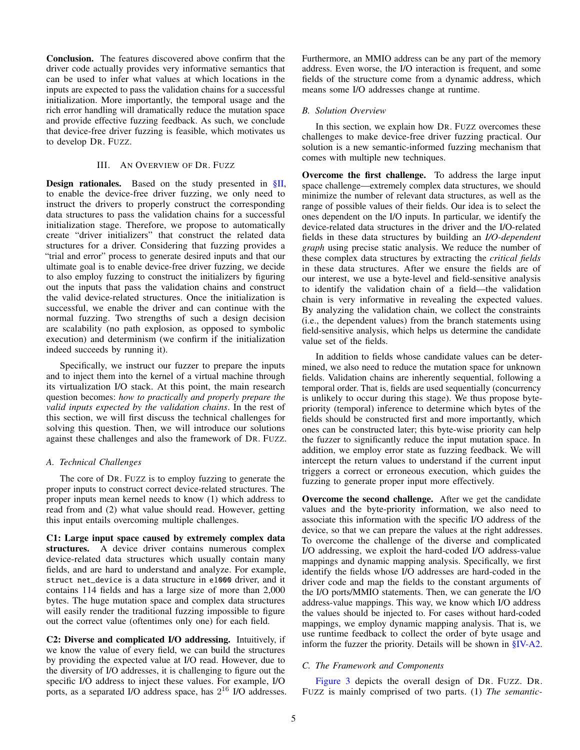**Conclusion.** The features discovered above confirm that the driver code actually provides very informative semantics that can be used to infer what values at which locations in the inputs are expected to pass the validation chains for a successful initialization. More importantly, the temporal usage and the rich error handling will dramatically reduce the mutation space and provide effective fuzzing feedback. As such, we conclude that device-free driver fuzzing is feasible, which motivates us to develop DR. FUZZ.

## III. AN OVERVIEW OF DR. FUZZ

**Design rationales.** Based on the study presented in §II, to enable the device-free driver fuzzing, we only need to instruct the drivers to properly construct the corresponding data structures to pass the validation chains for a successful initialization stage. Therefore, we propose to automatically create "driver initializers" that construct the related data structures for a driver. Considering that fuzzing provides a "trial and error" process to generate desired inputs and that our ultimate goal is to enable device-free driver fuzzing, we decide to also employ fuzzing to construct the initializers by figuring out the inputs that pass the validation chains and construct the valid device-related structures. Once the initialization is successful, we enable the driver and can continue with the normal fuzzing. Two strengths of such a design decision are scalability (no path explosion, as opposed to symbolic execution) and determinism (we confirm if the initialization indeed succeeds by running it).

Specifically, we instruct our fuzzer to prepare the inputs and to inject them into the kernel of a virtual machine through its virtualization I/O stack. At this point, the main research question becomes: *how to practically and properly prepare the valid inputs expected by the validation chains*. In the rest of this section, we will first discuss the technical challenges for solving this question. Then, we will introduce our solutions against these challenges and also the framework of DR. FUZZ.

### A. Technical Challenges

The core of DR. FUZZ is to employ fuzzing to generate the proper inputs to construct correct device-related structures. The proper inputs mean kernel needs to know (1) which address to read from and (2) what value should read. However, getting this input entails overcoming multiple challenges.

**C1: Large input space caused by extremely complex data structures.** A device driver contains numerous complex device-related data structures which usually contain many fields, and are hard to understand and analyze. For example, `struct net_device` is a data structure in `e1000` driver, and it contains 114 fields and has a large size of more than 2,000 bytes. The huge mutation space and complex data structures will easily render the traditional fuzzing impossible to figure out the correct value (oftentimes only one) for each field.

**C2: Diverse and complicated I/O addressing.** Intuitively, if we know the value of every field, we can build the structures by providing the expected value at I/O read. However, due to the diversity of I/O addresses, it is challenging to figure out the specific I/O address to inject these values. For example, I/O ports, as a separated I/O address space, has $2^{16}$ I/O addresses. Furthermore, an MMIO address can be any part of the memory address. Even worse, the I/O interaction is frequent, and some fields of the structure come from a dynamic address, which means some I/O addresses change at runtime.

### B. Solution Overview

In this section, we explain how DR. FUZZ overcomes these challenges to make device-free driver fuzzing practical. Our solution is a new semantic-informed fuzzing mechanism that comes with multiple new techniques.

**Overcome the first challenge.** To address the large input space challenge—extremely complex data structures, we should minimize the number of relevant data structures, as well as the range of possible values of their fields. Our idea is to select the ones dependent on the I/O inputs. In particular, we identify the device-related data structures in the driver and the I/O-related fields in these data structures by building an *I/O-dependent graph* using precise static analysis. We reduce the number of these complex data structures by extracting the *critical fields* in these data structures. After we ensure the fields are of our interest, we use a byte-level and field-sensitive analysis to identify the validation chain of a field—the validation chain is very informative in revealing the expected values. By analyzing the validation chain, we collect the constraints (i.e., the dependent values) from the branch statements using field-sensitive analysis, which helps us determine the candidate value set of the fields.

In addition to fields whose candidate values can be determined, we also need to reduce the mutation space for unknown fields. Validation chains are inherently sequential, following a temporal order. That is, fields are used sequentially (concurrency is unlikely to occur during this stage). We thus propose byte-priority (temporal) inference to determine which bytes of the fields should be constructed first and more importantly, which ones can be constructed later; this byte-wise priority can help the fuzzer to significantly reduce the input mutation space. In addition, we employ error state as fuzzing feedback. We will intercept the return values to understand if the current input triggers a correct or erroneous execution, which guides the fuzzing to generate proper input more effectively.

**Overcome the second challenge.** After we get the candidate values and the byte-priority information, we also need to associate this information with the specific I/O address of the device, so that we can prepare the values at the right addresses. To overcome the challenge of the diverse and complicated I/O addressing, we exploit the hard-coded I/O address-value mappings and dynamic mapping analysis. Specifically, we first identify the fields whose I/O addresses are hard-coded in the driver code and map the fields to the constant arguments of the I/O ports/MMIO statements. Then, we can generate the I/O address-value mappings. This way, we know which I/O address the values should be injected to. For cases without hard-coded mappings, we employ dynamic mapping analysis. That is, we use runtime feedback to collect the order of byte usage and inform the fuzzer the priority. Details will be shown in §IV-A2.

### C. The Framework and Components

Figure 3 depicts the overall design of DR. FUZZ. DR. FUZZ is mainly comprised of two parts. (1) *The semantic-*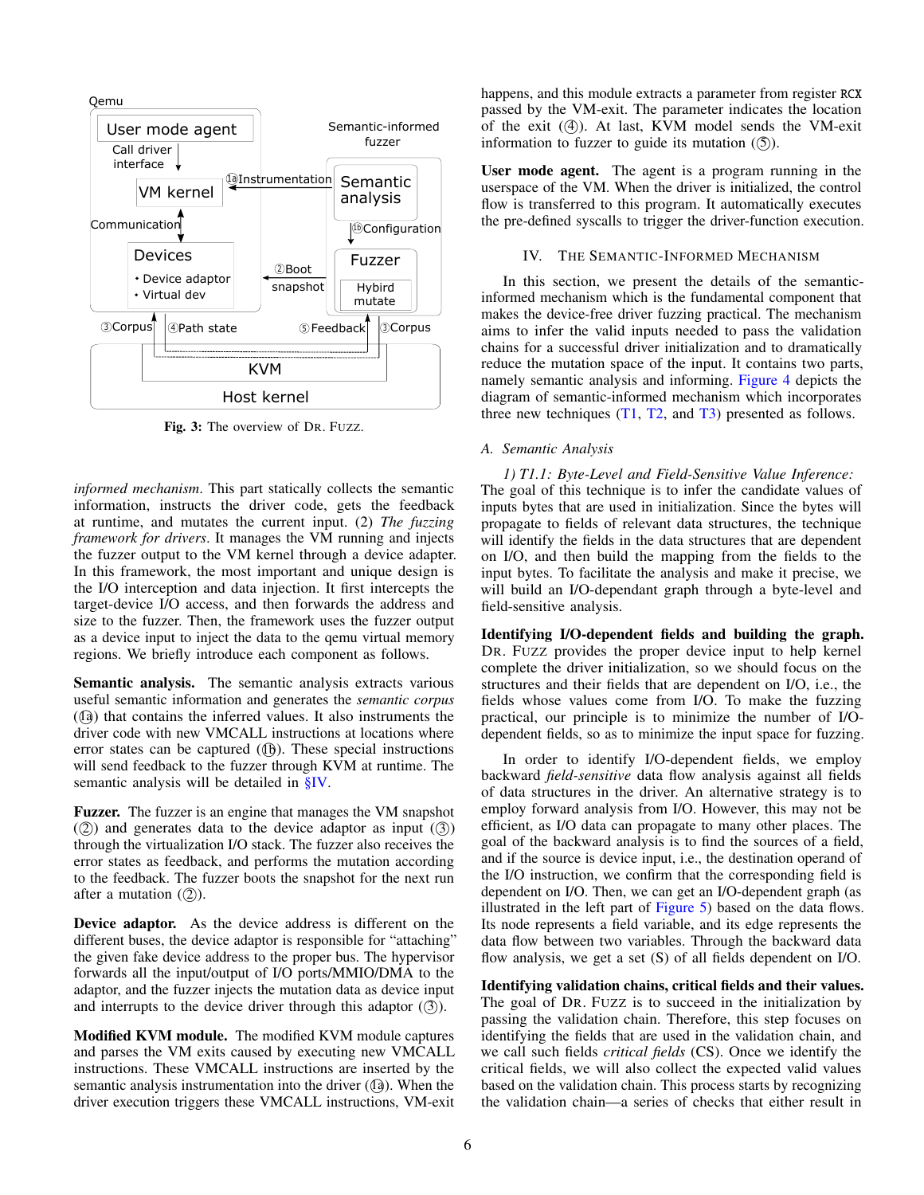Fig. 3: The overview of DR. FUZZ.

*informed mechanism*. This part statically collects the semantic information, instructs the driver code, gets the feedback at runtime, and mutates the current input. (2) *The fuzzing framework for drivers*. It manages the VM running and injects the fuzzer output to the VM kernel through a device adapter. In this framework, the most important and unique design is the I/O interception and data injection. It first intercepts the target-device I/O access, and then forwards the address and size to the fuzzer. Then, the framework uses the fuzzer output as a device input to inject the data to the qemu virtual memory regions. We briefly introduce each component as follows.

**Semantic analysis.** The semantic analysis extracts various useful semantic information and generates the *semantic corpus* (①a) that contains the inferred values. It also instruments the driver code with new VMCALL instructions at locations where error states can be captured (①b). These special instructions will send feedback to the fuzzer through KVM at runtime. The semantic analysis will be detailed in §IV.

**Fuzzer.** The fuzzer is an engine that manages the VM snapshot (②) and generates data to the device adaptor as input (③) through the virtualization I/O stack. The fuzzer also receives the error states as feedback, and performs the mutation according to the feedback. The fuzzer boots the snapshot for the next run after a mutation (②).

**Device adaptor.** As the device address is different on the different buses, the device adaptor is responsible for "attaching" the given fake device address to the proper bus. The hypervisor forwards all the input/output of I/O ports/MMIO/DMA to the adaptor, and the fuzzer injects the mutation data as device input and interrupts to the device driver through this adaptor (③).

**Modified KVM module.** The modified KVM module captures and parses the VM exits caused by executing new VMCALL instructions. These VMCALL instructions are inserted by the semantic analysis instrumentation into the driver (①a). When the driver execution triggers these VMCALL instructions, VM-exit happens, and this module extracts a parameter from register RCX passed by the VM-exit. The parameter indicates the location of the exit (④). At last, KVM model sends the VM-exit information to fuzzer to guide its mutation (⑤).

**User mode agent.** The agent is a program running in the userspace of the VM. When the driver is initialized, the control flow is transferred to this program. It automatically executes the pre-defined syscalls to trigger the driver-function execution.

## IV. THE SEMANTIC-INFORMED MECHANISM

In this section, we present the details of the semantic-informed mechanism which is the fundamental component that makes the device-free driver fuzzing practical. The mechanism aims to infer the valid inputs needed to pass the validation chains for a successful driver initialization and to dramatically reduce the mutation space of the input. It contains two parts, namely semantic analysis and informing. Figure 4 depicts the diagram of semantic-informed mechanism which incorporates three new techniques (T1, T2, and T3) presented as follows.

### A. Semantic Analysis

*1) T1.1: Byte-Level and Field-Sensitive Value Inference:* The goal of this technique is to infer the candidate values of inputs bytes that are used in initialization. Since the bytes will propagate to fields of relevant data structures, the technique will identify the fields in the data structures that are dependent on I/O, and then build the mapping from the fields to the input bytes. To facilitate the analysis and make it precise, we will build an I/O-dependant graph through a byte-level and field-sensitive analysis.

**Identifying I/O-dependent fields and building the graph.** DR. FUZZ provides the proper device input to help kernel complete the driver initialization, so we should focus on the structures and their fields that are dependent on I/O, i.e., the fields whose values come from I/O. To make the fuzzing practical, our principle is to minimize the number of I/O-dependent fields, so as to minimize the input space for fuzzing.

In order to identify I/O-dependent fields, we employ backward *field-sensitive* data flow analysis against all fields of data structures in the driver. An alternative strategy is to employ forward analysis from I/O. However, this may not be efficient, as I/O data can propagate to many other places. The goal of the backward analysis is to find the sources of a field, and if the source is device input, i.e., the destination operand of the I/O instruction, we confirm that the corresponding field is dependent on I/O. Then, we can get an I/O-dependent graph (as illustrated in the left part of Figure 5) based on the data flows. Its node represents a field variable, and its edge represents the data flow between two variables. Through the backward data flow analysis, we get a set (S) of all fields dependent on I/O.

**Identifying validation chains, critical fields and their values.** The goal of DR. FUZZ is to succeed in the initialization by passing the validation chain. Therefore, this step focuses on identifying the fields that are used in the validation chain, and we call such fields *critical fields* (CS). Once we identify the critical fields, we will also collect the expected valid values based on the validation chain. This process starts by recognizing the validation chain—a series of checks that either result in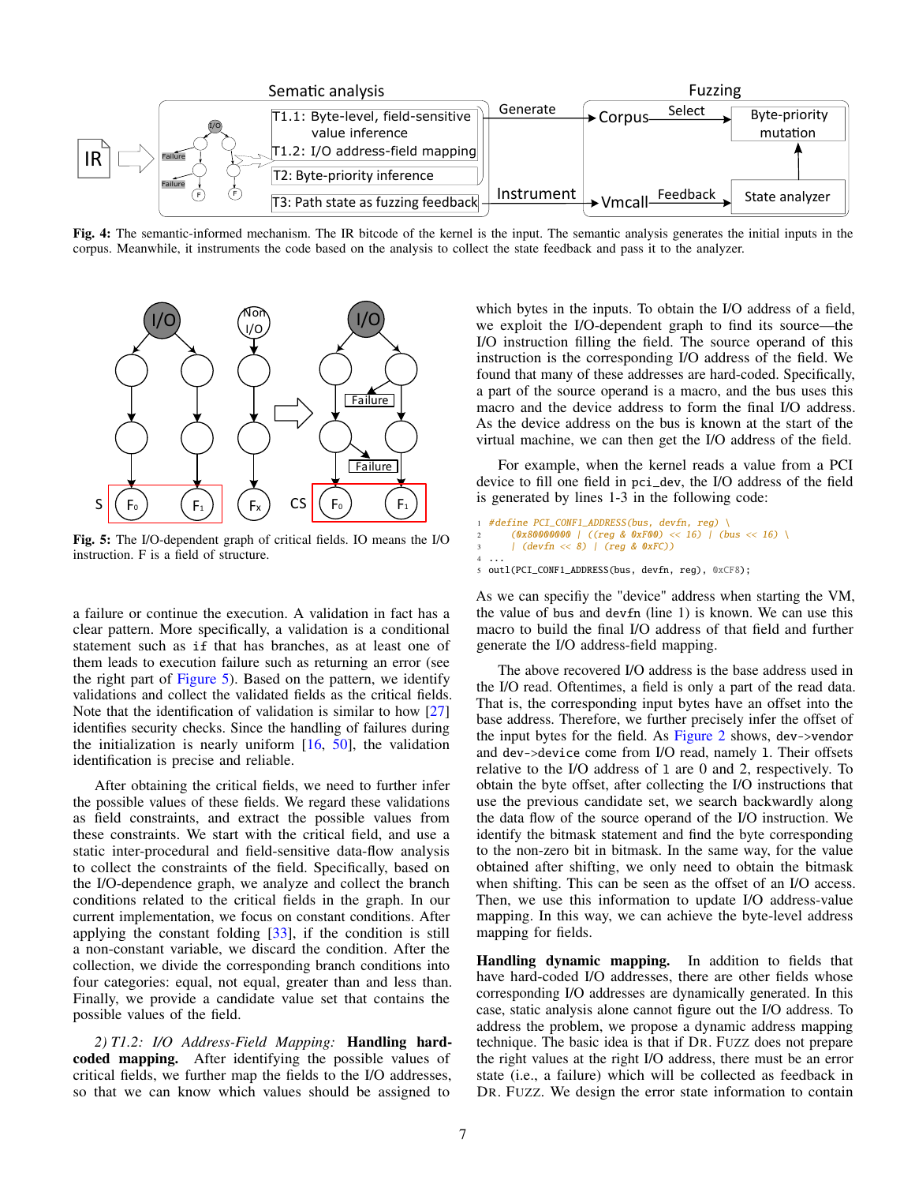Fig. 4: The semantic-informed mechanism. The IR bitcode of the kernel is the input. The semantic analysis generates the initial inputs in the corpus. Meanwhile, it instruments the code based on the analysis to collect the state feedback and pass it to the analyzer.

Fig. 5: The I/O-dependent graph of critical fields. IO means the I/O instruction. F is a field of structure.

a failure or continue the execution. A validation in fact has a clear pattern. More specifically, a validation is a conditional statement such as if that has branches, as at least one of them leads to execution failure such as returning an error (see the right part of Figure 5). Based on the pattern, we identify validations and collect the validated fields as the critical fields. Note that the identification of validation is similar to how [27] identifies security checks. Since the handling of failures during the initialization is nearly uniform [16, 50], the validation identification is precise and reliable.

After obtaining the critical fields, we need to further infer the possible values of these fields. We regard these validations as field constraints, and extract the possible values from these constraints. We start with the critical field, and use a static inter-procedural and field-sensitive data-flow analysis to collect the constraints of the field. Specifically, based on the I/O-dependence graph, we analyze and collect the branch conditions related to the critical fields in the graph. In our current implementation, we focus on constant conditions. After applying the constant folding [33], if the condition is still a non-constant variable, we discard the condition. After the collection, we divide the corresponding branch conditions into four categories: equal, not equal, greater than and less than. Finally, we provide a candidate value set that contains the possible values of the field.

*2) T1.2: I/O Address-Field Mapping:* **Handling hard-coded mapping.** After identifying the possible values of critical fields, we further map the fields to the I/O addresses, so that we can know which values should be assigned to which bytes in the inputs. To obtain the I/O address of a field, we exploit the I/O-dependent graph to find its source—the I/O instruction filling the field. The source operand of this instruction is the corresponding I/O address of the field. We found that many of these addresses are hard-coded. Specifically, a part of the source operand is a macro, and the bus uses this macro and the device address to form the final I/O address. As the device address on the bus is known at the start of the virtual machine, we can then get the I/O address of the field.

For example, when the kernel reads a value from a PCI device to fill one field in pci_dev, the I/O address of the field is generated by lines 1-3 in the following code:

```
1 #define PCI_CONF1_ADDRESS(bus, devfn, reg) \
2     (0x80000000 | ((reg & 0xF00) << 16) | (bus << 16) \
3     | (devfn << 8) | (reg & 0xFC))
4 ...
5 outl(PCI_CONF1_ADDRESS(bus, devfn, reg), 0xCF8);
```

As we can specifiy the "device" address when starting the VM, the value of bus and devfn (line 1) is known. We can use this macro to build the final I/O address of that field and further generate the I/O address-field mapping.

The above recovered I/O address is the base address used in the I/O read. Oftentimes, a field is only a part of the read data. That is, the corresponding input bytes have an offset into the base address. Therefore, we further precisely infer the offset of the input bytes for the field. As Figure 2 shows, dev->vendor and dev->device come from I/O read, namely l. Their offsets relative to the I/O address of l are 0 and 2, respectively. To obtain the byte offset, after collecting the I/O instructions that use the previous candidate set, we search backwardly along the data flow of the source operand of the I/O instruction. We identify the bitmask statement and find the byte corresponding to the non-zero bit in bitmask. In the same way, for the value obtained after shifting, we only need to obtain the bitmask when shifting. This can be seen as the offset of an I/O access. Then, we use this information to update I/O address-value mapping. In this way, we can achieve the byte-level address mapping for fields.

**Handling dynamic mapping.** In addition to fields that have hard-coded I/O addresses, there are other fields whose corresponding I/O addresses are dynamically generated. In this case, static analysis alone cannot figure out the I/O address. To address the problem, we propose a dynamic address mapping technique. The basic idea is that if DR. FUZZ does not prepare the right values at the right I/O address, there must be an error state (i.e., a failure) which will be collected as feedback in DR. FUZZ. We design the error state information to contain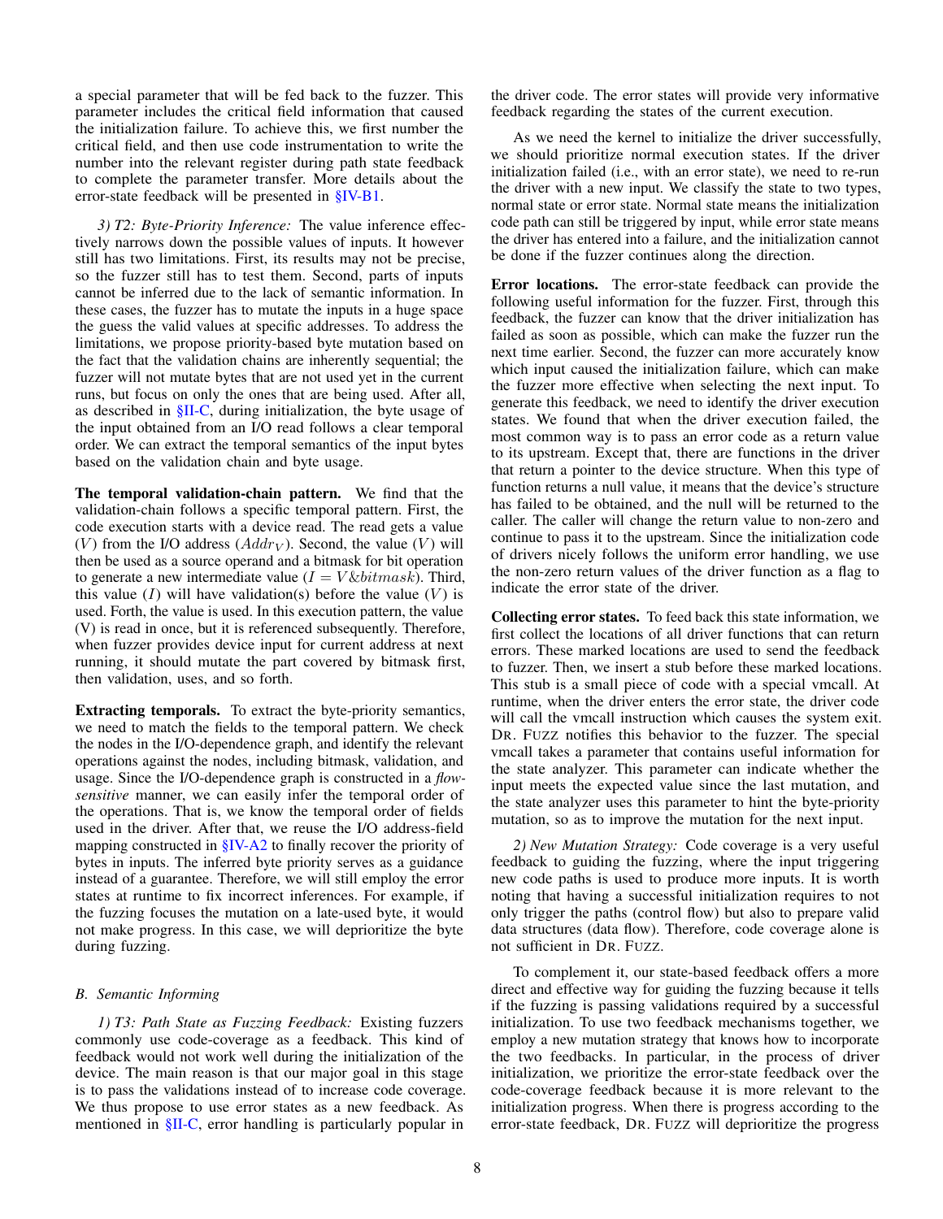a special parameter that will be fed back to the fuzzer. This parameter includes the critical field information that caused the initialization failure. To achieve this, we first number the critical field, and then use code instrumentation to write the number into the relevant register during path state feedback to complete the parameter transfer. More details about the error-state feedback will be presented in §IV-B1.

*3) T2: Byte-Priority Inference:* The value inference effectively narrows down the possible values of inputs. It however still has two limitations. First, its results may not be precise, so the fuzzer still has to test them. Second, parts of inputs cannot be inferred due to the lack of semantic information. In these cases, the fuzzer has to mutate the inputs in a huge space the guess the valid values at specific addresses. To address the limitations, we propose priority-based byte mutation based on the fact that the validation chains are inherently sequential; the fuzzer will not mutate bytes that are not used yet in the current runs, but focus on only the ones that are being used. After all, as described in §II-C, during initialization, the byte usage of the input obtained from an I/O read follows a clear temporal order. We can extract the temporal semantics of the input bytes based on the validation chain and byte usage.

**The temporal validation-chain pattern.** We find that the validation-chain follows a specific temporal pattern. First, the code execution starts with a device read. The read gets a value ($V$) from the I/O address ($Addr_V$). Second, the value ($V$) will then be used as a source operand and a bitmask for bit operation to generate a new intermediate value ($I = V \& bitmask$). Third, this value ($I$) will have validation(s) before the value ($V$) is used. Forth, the value is used. In this execution pattern, the value (V) is read in once, but it is referenced subsequently. Therefore, when fuzzer provides device input for current address at next running, it should mutate the part covered by bitmask first, then validation, uses, and so forth.

**Extracting temporals.** To extract the byte-priority semantics, we need to match the fields to the temporal pattern. We check the nodes in the I/O-dependence graph, and identify the relevant operations against the nodes, including bitmask, validation, and usage. Since the I/O-dependence graph is constructed in a *flow-sensitive* manner, we can easily infer the temporal order of the operations. That is, we know the temporal order of fields used in the driver. After that, we reuse the I/O address-field mapping constructed in §IV-A2 to finally recover the priority of bytes in inputs. The inferred byte priority serves as a guidance instead of a guarantee. Therefore, we will still employ the error states at runtime to fix incorrect inferences. For example, if the fuzzing focuses the mutation on a late-used byte, it would not make progress. In this case, we will deprioritize the byte during fuzzing.

### B. Semantic Informing

*1) T3: Path State as Fuzzing Feedback:* Existing fuzzers commonly use code-coverage as a feedback. This kind of feedback would not work well during the initialization of the device. The main reason is that our major goal in this stage is to pass the validations instead of to increase code coverage. We thus propose to use error states as a new feedback. As mentioned in §II-C, error handling is particularly popular in the driver code. The error states will provide very informative feedback regarding the states of the current execution.

As we need the kernel to initialize the driver successfully, we should prioritize normal execution states. If the driver initialization failed (i.e., with an error state), we need to re-run the driver with a new input. We classify the state to two types, normal state or error state. Normal state means the initialization code path can still be triggered by input, while error state means the driver has entered into a failure, and the initialization cannot be done if the fuzzer continues along the direction.

**Error locations.** The error-state feedback can provide the following useful information for the fuzzer. First, through this feedback, the fuzzer can know that the driver initialization has failed as soon as possible, which can make the fuzzer run the next time earlier. Second, the fuzzer can more accurately know which input caused the initialization failure, which can make the fuzzer more effective when selecting the next input. To generate this feedback, we need to identify the driver execution states. We found that when the driver execution failed, the most common way is to pass an error code as a return value to its upstream. Except that, there are functions in the driver that return a pointer to the device structure. When this type of function returns a null value, it means that the device's structure has failed to be obtained, and the null will be returned to the caller. The caller will change the return value to non-zero and continue to pass it to the upstream. Since the initialization code of drivers nicely follows the uniform error handling, we use the non-zero return values of the driver function as a flag to indicate the error state of the driver.

**Collecting error states.** To feed back this state information, we first collect the locations of all driver functions that can return errors. These marked locations are used to send the feedback to fuzzer. Then, we insert a stub before these marked locations. This stub is a small piece of code with a special vmcall. At runtime, when the driver enters the error state, the driver code will call the vmcall instruction which causes the system exit. DR. FUZZ notifies this behavior to the fuzzer. The special vmcall takes a parameter that contains useful information for the state analyzer. This parameter can indicate whether the input meets the expected value since the last mutation, and the state analyzer uses this parameter to hint the byte-priority mutation, so as to improve the mutation for the next input.

*2) New Mutation Strategy:* Code coverage is a very useful feedback to guiding the fuzzing, where the input triggering new code paths is used to produce more inputs. It is worth noting that having a successful initialization requires to not only trigger the paths (control flow) but also to prepare valid data structures (data flow). Therefore, code coverage alone is not sufficient in DR. FUZZ.

To complement it, our state-based feedback offers a more direct and effective way for guiding the fuzzing because it tells if the fuzzing is passing validations required by a successful initialization. To use two feedback mechanisms together, we employ a new mutation strategy that knows how to incorporate the two feedbacks. In particular, in the process of driver initialization, we prioritize the error-state feedback over the code-coverage feedback because it is more relevant to the initialization progress. When there is progress according to the error-state feedback, DR. FUZZ will deprioritize the progress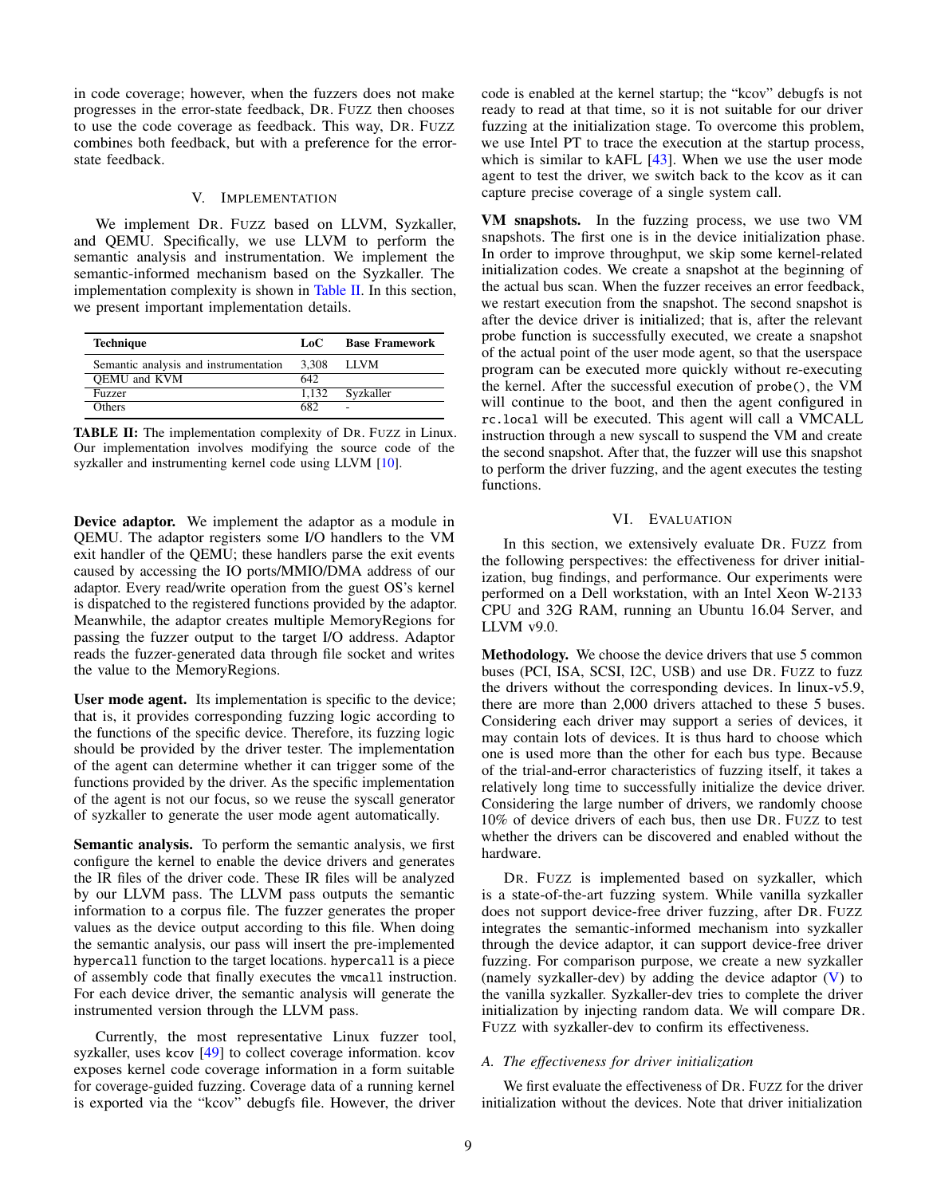in code coverage; however, when the fuzzers does not make progresses in the error-state feedback, DR. FUZZ then chooses to use the code coverage as feedback. This way, DR. FUZZ combines both feedback, but with a preference for the error-state feedback.

## V. IMPLEMENTATION

We implement DR. FUZZ based on LLVM, Syzkaller, and QEMU. Specifically, we use LLVM to perform the semantic analysis and instrumentation. We implement the semantic-informed mechanism based on the Syzkaller. The implementation complexity is shown in Table II. In this section, we present important implementation details.

| Technique | LoC | Base Framework |
|---|---|---|
| Semantic analysis and instrumentation | 3,308 | LLVM |
| QEMU and KVM | 642 | |
| Fuzzer | 1,132 | Syzkaller |
| Others | 682 | - |

**TABLE II:** The implementation complexity of DR. FUZZ in Linux. Our implementation involves modifying the source code of the syzkaller and instrumenting kernel code using LLVM [10].

**Device adaptor.** We implement the adaptor as a module in QEMU. The adaptor registers some I/O handlers to the VM exit handler of the QEMU; these handlers parse the exit events caused by accessing the IO ports/MMIO/DMA address of our adaptor. Every read/write operation from the guest OS's kernel is dispatched to the registered functions provided by the adaptor. Meanwhile, the adaptor creates multiple MemoryRegions for passing the fuzzer output to the target I/O address. Adaptor reads the fuzzer-generated data through file socket and writes the value to the MemoryRegions.

**User mode agent.** Its implementation is specific to the device; that is, it provides corresponding fuzzing logic according to the functions of the specific device. Therefore, its fuzzing logic should be provided by the driver tester. The implementation of the agent can determine whether it can trigger some of the functions provided by the driver. As the specific implementation of the agent is not our focus, so we reuse the syscall generator of syzkaller to generate the user mode agent automatically.

**Semantic analysis.** To perform the semantic analysis, we first configure the kernel to enable the device drivers and generates the IR files of the driver code. These IR files will be analyzed by our LLVM pass. The LLVM pass outputs the semantic information to a corpus file. The fuzzer generates the proper values as the device output according to this file. When doing the semantic analysis, our pass will insert the pre-implemented `hypercall` function to the target locations. `hypercall` is a piece of assembly code that finally executes the `vmcall` instruction. For each device driver, the semantic analysis will generate the instrumented version through the LLVM pass.

Currently, the most representative Linux fuzzer tool, syzkaller, uses `kcov` [49] to collect coverage information. `kcov` exposes kernel code coverage information in a form suitable for coverage-guided fuzzing. Coverage data of a running kernel is exported via the "kcov" debugfs file. However, the driver code is enabled at the kernel startup; the "kcov" debugfs is not ready to read at that time, so it is not suitable for our driver fuzzing at the initialization stage. To overcome this problem, we use Intel PT to trace the execution at the startup process, which is similar to kAFL [43]. When we use the user mode agent to test the driver, we switch back to the kcov as it can capture precise coverage of a single system call.

**VM snapshots.** In the fuzzing process, we use two VM snapshots. The first one is in the device initialization phase. In order to improve throughput, we skip some kernel-related initialization codes. We create a snapshot at the beginning of the actual bus scan. When the fuzzer receives an error feedback, we restart execution from the snapshot. The second snapshot is after the device driver is initialized; that is, after the relevant probe function is successfully executed, we create a snapshot of the actual point of the user mode agent, so that the userspace program can be executed more quickly without re-executing the kernel. After the successful execution of `probe()`, the VM will continue to the boot, and then the agent configured in `rc.local` will be executed. This agent will call a VMCALL instruction through a new syscall to suspend the VM and create the second snapshot. After that, the fuzzer will use this snapshot to perform the driver fuzzing, and the agent executes the testing functions.

## VI. EVALUATION

In this section, we extensively evaluate DR. FUZZ from the following perspectives: the effectiveness for driver initialization, bug findings, and performance. Our experiments were performed on a Dell workstation, with an Intel Xeon W-2133 CPU and 32G RAM, running an Ubuntu 16.04 Server, and LLVM v9.0.

**Methodology.** We choose the device drivers that use 5 common buses (PCI, ISA, SCSI, I2C, USB) and use DR. FUZZ to fuzz the drivers without the corresponding devices. In linux-v5.9, there are more than 2,000 drivers attached to these 5 buses. Considering each driver may support a series of devices, it may contain lots of devices. It is thus hard to choose which one is used more than the other for each bus type. Because of the trial-and-error characteristics of fuzzing itself, it takes a relatively long time to successfully initialize the device driver. Considering the large number of drivers, we randomly choose 10% of device drivers of each bus, then use DR. FUZZ to test whether the drivers can be discovered and enabled without the hardware.

DR. FUZZ is implemented based on syzkaller, which is a state-of-the-art fuzzing system. While vanilla syzkaller does not support device-free driver fuzzing, after DR. FUZZ integrates the semantic-informed mechanism into syzkaller through the device adaptor, it can support device-free driver fuzzing. For comparison purpose, we create a new syzkaller (namely syzkaller-dev) by adding the device adaptor (V) to the vanilla syzkaller. Syzkaller-dev tries to complete the driver initialization by injecting random data. We will compare DR. FUZZ with syzkaller-dev to confirm its effectiveness.

### A. The effectiveness for driver initialization

We first evaluate the effectiveness of DR. FUZZ for the driver initialization without the devices. Note that driver initialization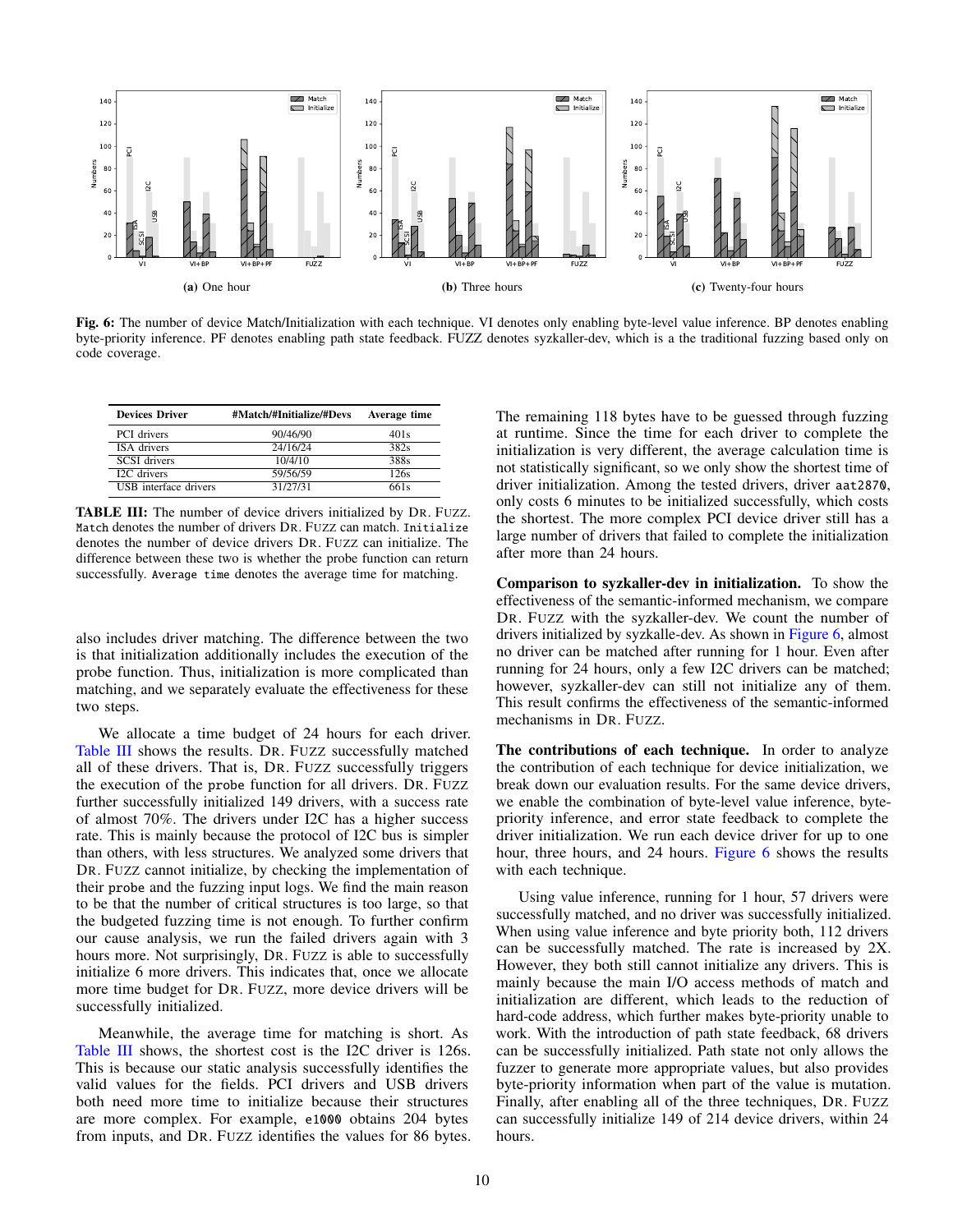**Fig. 6:** The number of device Match/Initialization with each technique. VI denotes only enabling byte-level value inference. BP denotes enabling byte-priority inference. PF denotes enabling path state feedback. FUZZ denotes syzkaller-dev, which is a the traditional fuzzing based only on code coverage.

| Devices Driver | #Match/#Initialize/#Devs | Average time |
|---|---|---|
| PCI drivers | 90/46/90 | 401s |
| ISA drivers | 24/16/24 | 382s |
| SCSI drivers | 10/4/10 | 388s |
| I2C drivers | 59/56/59 | 126s |
| USB interface drivers | 31/27/31 | 661s |

**TABLE III:** The number of device drivers initialized by DR. FUZZ. `Match` denotes the number of drivers DR. FUZZ can match. `Initialize` denotes the number of device drivers DR. FUZZ can initialize. The difference between these two is whether the probe function can return successfully. `Average time` denotes the average time for matching.

also includes driver matching. The difference between the two is that initialization additionally includes the execution of the probe function. Thus, initialization is more complicated than matching, and we separately evaluate the effectiveness for these two steps.

We allocate a time budget of 24 hours for each driver. Table III shows the results. DR. FUZZ successfully matched all of these drivers. That is, DR. FUZZ successfully triggers the execution of the `probe` function for all drivers. DR. FUZZ further successfully initialized 149 drivers, with a success rate of almost 70%. The drivers under I2C has a higher success rate. This is mainly because the protocol of I2C bus is simpler than others, with less structures. We analyzed some drivers that DR. FUZZ cannot initialize, by checking the implementation of their `probe` and the fuzzing input logs. We find the main reason to be that the number of critical structures is too large, so that the budgeted fuzzing time is not enough. To further confirm our cause analysis, we run the failed drivers again with 3 hours more. Not surprisingly, DR. FUZZ is able to successfully initialize 6 more drivers. This indicates that, once we allocate more time budget for DR. FUZZ, more device drivers will be successfully initialized.

Meanwhile, the average time for matching is short. As Table III shows, the shortest cost is the I2C driver is 126s. This is because our static analysis successfully identifies the valid values for the fields. PCI drivers and USB drivers both need more time to initialize because their structures are more complex. For example, `e1000` obtains 204 bytes from inputs, and DR. FUZZ identifies the values for 86 bytes. The remaining 118 bytes have to be guessed through fuzzing at runtime. Since the time for each driver to complete the initialization is very different, the average calculation time is not statistically significant, so we only show the shortest time of driver initialization. Among the tested drivers, driver `aat2870`, only costs 6 minutes to be initialized successfully, which costs the shortest. The more complex PCI device driver still has a large number of drivers that failed to complete the initialization after more than 24 hours.

**Comparison to syzkaller-dev in initialization.** To show the effectiveness of the semantic-informed mechanism, we compare DR. FUZZ with the syzkaller-dev. We count the number of drivers initialized by syzkalle-dev. As shown in Figure 6, almost no driver can be matched after running for 1 hour. Even after running for 24 hours, only a few I2C drivers can be matched; however, syzkaller-dev can still not initialize any of them. This result confirms the effectiveness of the semantic-informed mechanisms in DR. FUZZ.

**The contributions of each technique.** In order to analyze the contribution of each technique for device initialization, we break down our evaluation results. For the same device drivers, we enable the combination of byte-level value inference, byte-priority inference, and error state feedback to complete the driver initialization. We run each device driver for up to one hour, three hours, and 24 hours. Figure 6 shows the results with each technique.

Using value inference, running for 1 hour, 57 drivers were successfully matched, and no driver was successfully initialized. When using value inference and byte priority both, 112 drivers can be successfully matched. The rate is increased by 2X. However, they both still cannot initialize any drivers. This is mainly because the main I/O access methods of match and initialization are different, which leads to the reduction of hard-code address, which further makes byte-priority unable to work. With the introduction of path state feedback, 68 drivers can be successfully initialized. Path state not only allows the fuzzer to generate more appropriate values, but also provides byte-priority information when part of the value is mutation. Finally, after enabling all of the three techniques, DR. FUZZ can successfully initialize 149 of 214 device drivers, within 24 hours.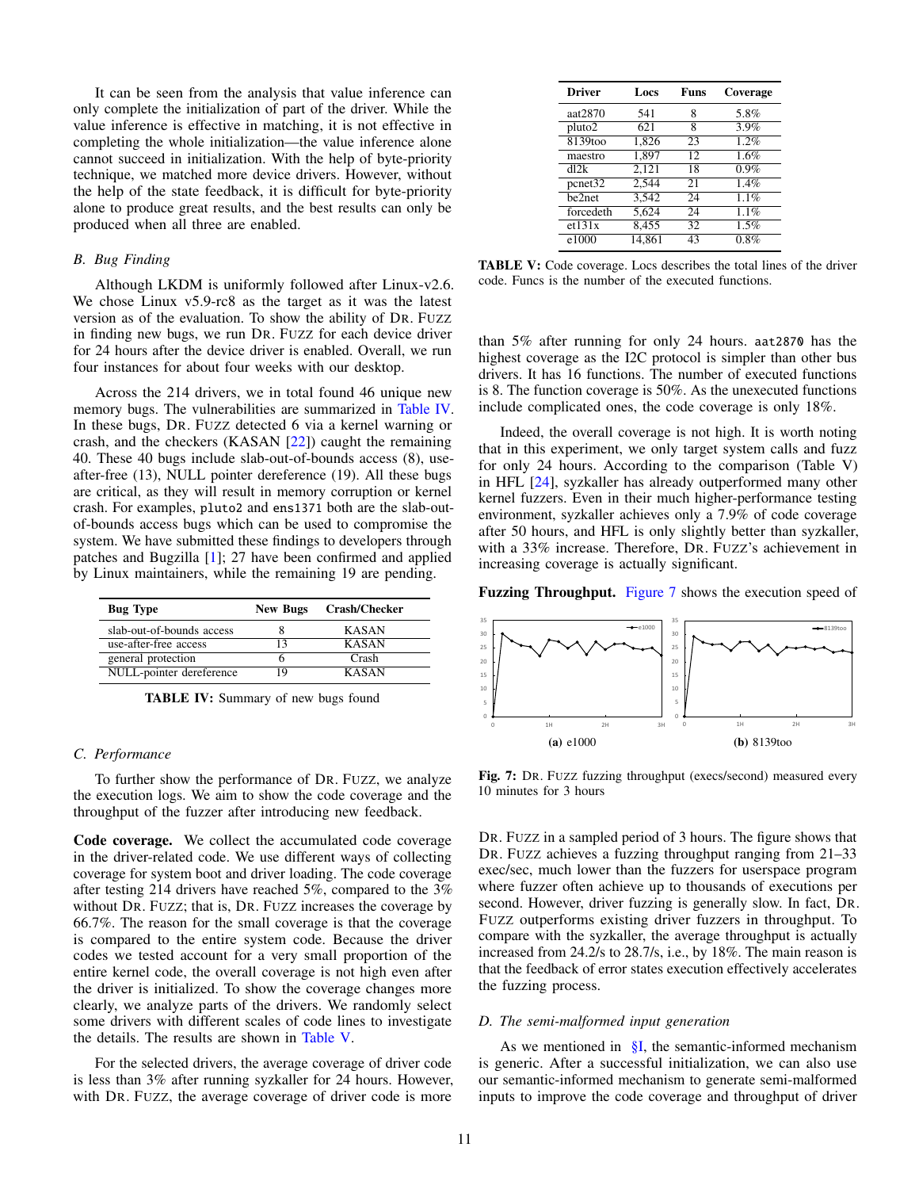It can be seen from the analysis that value inference can only complete the initialization of part of the driver. While the value inference is effective in matching, it is not effective in completing the whole initialization—the value inference alone cannot succeed in initialization. With the help of byte-priority technique, we matched more device drivers. However, without the help of the state feedback, it is difficult for byte-priority alone to produce great results, and the best results can only be produced when all three are enabled.

### B. Bug Finding

Although LKDM is uniformly followed after Linux-v2.6. We chose Linux v5.9-rc8 as the target as it was the latest version as of the evaluation. To show the ability of DR. FUZZ in finding new bugs, we run DR. FUZZ for each device driver for 24 hours after the device driver is enabled. Overall, we run four instances for about four weeks with our desktop.

Across the 214 drivers, we in total found 46 unique new memory bugs. The vulnerabilities are summarized in Table IV. In these bugs, DR. FUZZ detected 6 via a kernel warning or crash, and the checkers (KASAN [22]) caught the remaining 40. These 40 bugs include slab-out-of-bounds access (8), use-after-free (13), NULL pointer dereference (19). All these bugs are critical, as they will result in memory corruption or kernel crash. For examples, `pluto2` and `ens1371` both are the slab-out-of-bounds access bugs which can be used to compromise the system. We have submitted these findings to developers through patches and Bugzilla [1]; 27 have been confirmed and applied by Linux maintainers, while the remaining 19 are pending.

| Bug Type | New Bugs | Crash/Checker |
|---|---|---|
| slab-out-of-bounds access | 8 | KASAN |
| use-after-free access | 13 | KASAN |
| general protection | 6 | Crash |
| NULL-pointer dereference | 19 | KASAN |

**TABLE IV:** Summary of new bugs found

### C. Performance

To further show the performance of DR. FUZZ, we analyze the execution logs. We aim to show the code coverage and the throughput of the fuzzer after introducing new feedback.

**Code coverage.** We collect the accumulated code coverage in the driver-related code. We use different ways of collecting coverage for system boot and driver loading. The code coverage after testing 214 drivers have reached 5%, compared to the 3% without DR. FUZZ; that is, DR. FUZZ increases the coverage by 66.7%. The reason for the small coverage is that the coverage is compared to the entire system code. Because the driver codes we tested account for a very small proportion of the entire kernel code, the overall coverage is not high even after the driver is initialized. To show the coverage changes more clearly, we analyze parts of the drivers. We randomly select some drivers with different scales of code lines to investigate the details. The results are shown in Table V.

For the selected drivers, the average coverage of driver code is less than 3% after running syzkaller for 24 hours. However, with DR. FUZZ, the average coverage of driver code is more than 5% after running for only 24 hours. `aat2870` has the highest coverage as the I2C protocol is simpler than other bus drivers. It has 16 functions. The number of executed functions is 8. The function coverage is 50%. As the unexecuted functions include complicated ones, the code coverage is only 18%.

| Driver | Locs | Funs | Coverage |
|---|---|---|---|
| aat2870 | 541 | 8 | 5.8% |
| pluto2 | 621 | 8 | 3.9% |
| 8139too | 1,826 | 23 | 1.2% |
| maestro | 1,897 | 12 | 1.6% |
| dl2k | 2,121 | 18 | 0.9% |
| pcnet32 | 2,544 | 21 | 1.4% |
| be2net | 3,542 | 24 | 1.1% |
| forcedeth | 5,624 | 24 | 1.1% |
| et131x | 8,455 | 32 | 1.5% |
| e1000 | 14,861 | 43 | 0.8% |

**TABLE V:** Code coverage. Locs describes the total lines of the driver code. Funcs is the number of the executed functions.

Indeed, the overall coverage is not high. It is worth noting that in this experiment, we only target system calls and fuzz for only 24 hours. According to the comparison (Table V) in HFL [24], syzkaller has already outperformed many other kernel fuzzers. Even in their much higher-performance testing environment, syzkaller achieves only a 7.9% of code coverage after 50 hours, and HFL is only slightly better than syzkaller, with a 33% increase. Therefore, DR. FUZZ's achievement in increasing coverage is actually significant.

**Fuzzing Throughput.** Figure 7 shows the execution speed of DR. FUZZ in a sampled period of 3 hours. The figure shows that DR. FUZZ achieves a fuzzing throughput ranging from 21–33 exec/sec, much lower than the fuzzers for userspace program where fuzzer often achieve up to thousands of executions per second. However, driver fuzzing is generally slow. In fact, DR. FUZZ outperforms existing driver fuzzers in throughput. To compare with the syzkaller, the average throughput is actually increased from 24.2/s to 28.7/s, i.e., by 18%. The main reason is that the feedback of error states execution effectively accelerates the fuzzing process.

(a) e1000 (b) 8139too

**Fig. 7:** DR. FUZZ fuzzing throughput (execs/second) measured every 10 minutes for 3 hours

### D. The semi-malformed input generation

As we mentioned in §I, the semantic-informed mechanism is generic. After a successful initialization, we can also use our semantic-informed mechanism to generate semi-malformed inputs to improve the code coverage and throughput of driver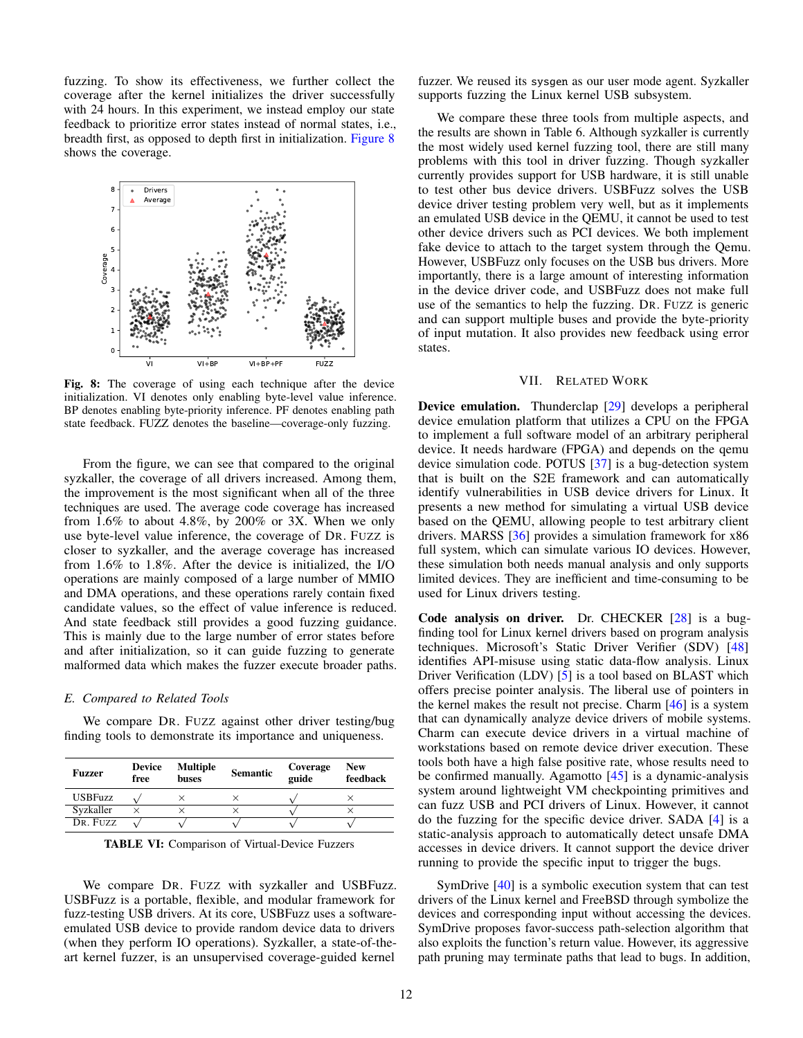fuzzing. To show its effectiveness, we further collect the coverage after the kernel initializes the driver successfully with 24 hours. In this experiment, we instead employ our state feedback to prioritize error states instead of normal states, i.e., breadth first, as opposed to depth first in initialization. Figure 8 shows the coverage.

**Fig. 8:** The coverage of using each technique after the device initialization. VI denotes only enabling byte-level value inference. BP denotes enabling byte-priority inference. PF denotes enabling path state feedback. FUZZ denotes the baseline—coverage-only fuzzing.

From the figure, we can see that compared to the original syzkaller, the coverage of all drivers increased. Among them, the improvement is the most significant when all of the three techniques are used. The average code coverage has increased from 1.6% to about 4.8%, by 200% or 3X. When we only use byte-level value inference, the coverage of DR. FUZZ is closer to syzkaller, and the average coverage has increased from 1.6% to 1.8%. After the device is initialized, the I/O operations are mainly composed of a large number of MMIO and DMA operations, and these operations rarely contain fixed candidate values, so the effect of value inference is reduced. And state feedback still provides a good fuzzing guidance. This is mainly due to the large number of error states before and after initialization, so it can guide fuzzing to generate malformed data which makes the fuzzer execute broader paths.

### E. Compared to Related Tools

We compare DR. FUZZ against other driver testing/bug finding tools to demonstrate its importance and uniqueness.

| Fuzzer | Device free | Multiple buses | Semantic | Coverage guide | New feedback |
|---|---|---|---|---|---|
| USBFuzz | √ | × | × | √ | × |
| Syzkaller | × | × | × | √ | × |
| DR. FUZZ | √ | √ | √ | √ | √ |

**TABLE VI:** Comparison of Virtual-Device Fuzzers

We compare DR. FUZZ with syzkaller and USBFuzz. USBFuzz is a portable, flexible, and modular framework for fuzz-testing USB drivers. At its core, USBFuzz uses a software-emulated USB device to provide random device data to drivers (when they perform IO operations). Syzkaller, a state-of-the-art kernel fuzzer, is an unsupervised coverage-guided kernel fuzzer. We reused its `sysgen` as our user mode agent. Syzkaller supports fuzzing the Linux kernel USB subsystem.

We compare these three tools from multiple aspects, and the results are shown in Table 6. Although syzkaller is currently the most widely used kernel fuzzing tool, there are still many problems with this tool in driver fuzzing. Though syzkaller currently provides support for USB hardware, it is still unable to test other bus device drivers. USBFuzz solves the USB device driver testing problem very well, but as it implements an emulated USB device in the QEMU, it cannot be used to test other device drivers such as PCI devices. We both implement fake device to attach to the target system through the Qemu. However, USBFuzz only focuses on the USB bus drivers. More importantly, there is a large amount of interesting information in the device driver code, and USBFuzz does not make full use of the semantics to help the fuzzing. DR. FUZZ is generic and can support multiple buses and provide the byte-priority of input mutation. It also provides new feedback using error states.

## VII. RELATED WORK

**Device emulation.** Thunderclap [29] develops a peripheral device emulation platform that utilizes a CPU on the FPGA to implement a full software model of an arbitrary peripheral device. It needs hardware (FPGA) and depends on the qemu device simulation code. POTUS [37] is a bug-detection system that is built on the S2E framework and can automatically identify vulnerabilities in USB device drivers for Linux. It presents a new method for simulating a virtual USB device based on the QEMU, allowing people to test arbitrary client drivers. MARSS [36] provides a simulation framework for x86 full system, which can simulate various IO devices. However, these simulation both needs manual analysis and only supports limited devices. They are inefficient and time-consuming to be used for Linux drivers testing.

**Code analysis on driver.** Dr. CHECKER [28] is a bug-finding tool for Linux kernel drivers based on program analysis techniques. Microsoft's Static Driver Verifier (SDV) [48] identifies API-misuse using static data-flow analysis. Linux Driver Verification (LDV) [5] is a tool based on BLAST which offers precise pointer analysis. The liberal use of pointers in the kernel makes the result not precise. Charm [46] is a system that can dynamically analyze device drivers of mobile systems. Charm can execute device drivers in a virtual machine of workstations based on remote device driver execution. These tools both have a high false positive rate, whose results need to be confirmed manually. Agamotto [45] is a dynamic-analysis system around lightweight VM checkpointing primitives and can fuzz USB and PCI drivers of Linux. However, it cannot do the fuzzing for the specific device driver. SADA [4] is a static-analysis approach to automatically detect unsafe DMA accesses in device drivers. It cannot support the device driver running to provide the specific input to trigger the bugs.

SymDrive [40] is a symbolic execution system that can test drivers of the Linux kernel and FreeBSD through symbolize the devices and corresponding input without accessing the devices. SymDrive proposes favor-success path-selection algorithm that also exploits the function's return value. However, its aggressive path pruning may terminate paths that lead to bugs. In addition,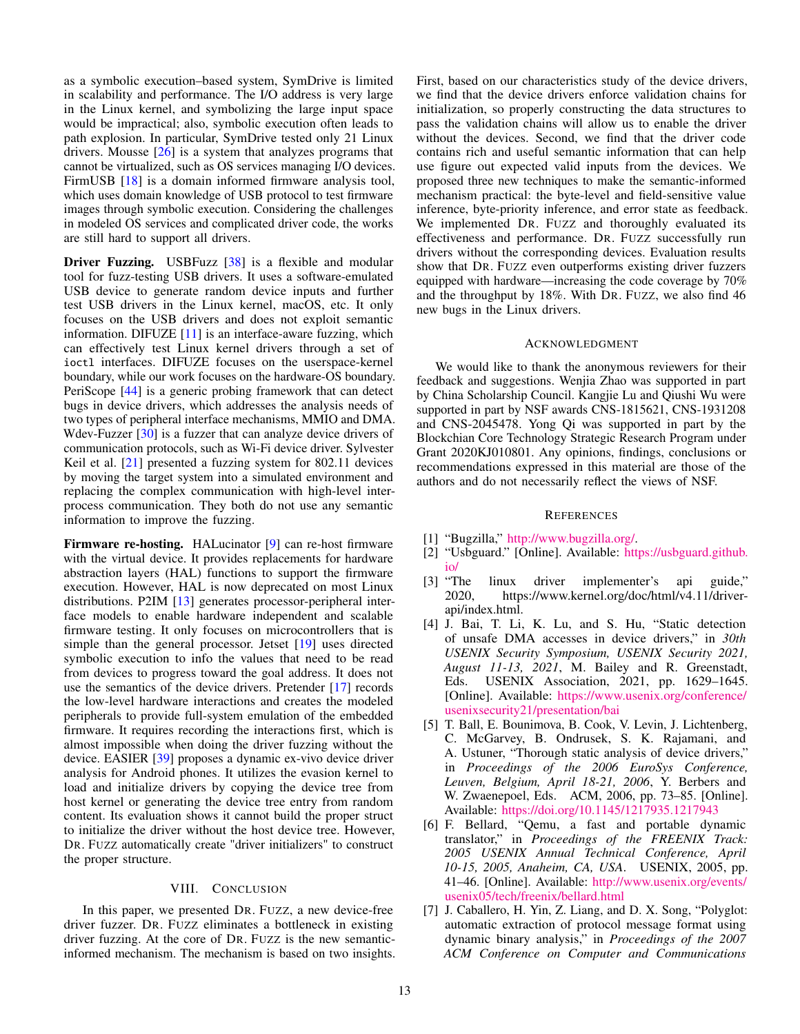as a symbolic execution–based system, SymDrive is limited in scalability and performance. The I/O address is very large in the Linux kernel, and symbolizing the large input space would be impractical; also, symbolic execution often leads to path explosion. In particular, SymDrive tested only 21 Linux drivers. Mousse [26] is a system that analyzes programs that cannot be virtualized, such as OS services managing I/O devices. FirmUSB [18] is a domain informed firmware analysis tool, which uses domain knowledge of USB protocol to test firmware images through symbolic execution. Considering the challenges in modeled OS services and complicated driver code, the works are still hard to support all drivers.

**Driver Fuzzing.** USBFuzz [38] is a flexible and modular tool for fuzz-testing USB drivers. It uses a software-emulated USB device to generate random device inputs and further test USB drivers in the Linux kernel, macOS, etc. It only focuses on the USB drivers and does not exploit semantic information. DIFUZE [11] is an interface-aware fuzzing, which can effectively test Linux kernel drivers through a set of `ioctl` interfaces. DIFUZE focuses on the userspace-kernel boundary, while our work focuses on the hardware-OS boundary. PeriScope [44] is a generic probing framework that can detect bugs in device drivers, which addresses the analysis needs of two types of peripheral interface mechanisms, MMIO and DMA. Wdev-Fuzzer [30] is a fuzzer that can analyze device drivers of communication protocols, such as Wi-Fi device driver. Sylvester Keil et al. [21] presented a fuzzing system for 802.11 devices by moving the target system into a simulated environment and replacing the complex communication with high-level interprocess communication. They both do not use any semantic information to improve the fuzzing.

**Firmware re-hosting.** HALucinator [9] can re-host firmware with the virtual device. It provides replacements for hardware abstraction layers (HAL) functions to support the firmware execution. However, HAL is now deprecated on most Linux distributions. P2IM [13] generates processor-peripheral interface models to enable hardware independent and scalable firmware testing. It only focuses on microcontrollers that is simple than the general processor. Jetset [19] uses directed symbolic execution to info the values that need to be read from devices to progress toward the goal address. It does not use the semantics of the device drivers. Pretender [17] records the low-level hardware interactions and creates the modeled peripherals to provide full-system emulation of the embedded firmware. It requires recording the interactions first, which is almost impossible when doing the driver fuzzing without the device. EASIER [39] proposes a dynamic ex-vivo device driver analysis for Android phones. It utilizes the evasion kernel to load and initialize drivers by copying the device tree from host kernel or generating the device tree entry from random content. Its evaluation shows it cannot build the proper struct to initialize the driver without the host device tree. However, DR. FUZZ automatically create "driver initializers" to construct the proper structure.

## VIII. Conclusion

In this paper, we presented DR. FUZZ, a new device-free driver fuzzer. DR. FUZZ eliminates a bottleneck in existing driver fuzzing. At the core of DR. FUZZ is the new semantic-informed mechanism. The mechanism is based on two insights. First, based on our characteristics study of the device drivers, we find that the device drivers enforce validation chains for initialization, so properly constructing the data structures to pass the validation chains will allow us to enable the driver without the devices. Second, we find that the driver code contains rich and useful semantic information that can help use figure out expected valid inputs from the devices. We proposed three new techniques to make the semantic-informed mechanism practical: the byte-level and field-sensitive value inference, byte-priority inference, and error state as feedback. We implemented DR. FUZZ and thoroughly evaluated its effectiveness and performance. DR. FUZZ successfully run drivers without the corresponding devices. Evaluation results show that DR. FUZZ even outperforms existing driver fuzzers equipped with hardware—increasing the code coverage by 70% and the throughput by 18%. With DR. FUZZ, we also find 46 new bugs in the Linux drivers.

## Acknowledgment

We would like to thank the anonymous reviewers for their feedback and suggestions. Wenjia Zhao was supported in part by China Scholarship Council. Kangjie Lu and Qiushi Wu were supported in part by NSF awards CNS-1815621, CNS-1931208 and CNS-2045478. Yong Qi was supported in part by the Blockchian Core Technology Strategic Research Program under Grant 2020KJ010801. Any opinions, findings, conclusions or recommendations expressed in this material are those of the authors and do not necessarily reflect the views of NSF.

## References

[1] "Bugzilla," http://www.bugzilla.org/.

[2] "Usbguard." [Online]. Available: https://usbguard.github.io/

[3] "The linux driver implementer's api guide," 2020, https://www.kernel.org/doc/html/v4.11/driver-api/index.html.

[4] J. Bai, T. Li, K. Lu, and S. Hu, "Static detection of unsafe DMA accesses in device drivers," in *30th USENIX Security Symposium, USENIX Security 2021, August 11-13, 2021*, M. Bailey and R. Greenstadt, Eds. USENIX Association, 2021, pp. 1629–1645. [Online]. Available: https://www.usenix.org/conference/usenixsecurity21/presentation/bai

[5] T. Ball, E. Bounimova, B. Cook, V. Levin, J. Lichtenberg, C. McGarvey, B. Ondrusek, S. K. Rajamani, and A. Ustuner, "Thorough static analysis of device drivers," in *Proceedings of the 2006 EuroSys Conference, Leuven, Belgium, April 18-21, 2006*, Y. Berbers and W. Zwaenepoel, Eds. ACM, 2006, pp. 73–85. [Online]. Available: https://doi.org/10.1145/1217935.1217943

[6] F. Bellard, "Qemu, a fast and portable dynamic translator," in *Proceedings of the FREENIX Track: 2005 USENIX Annual Technical Conference, April 10-15, 2005, Anaheim, CA, USA*. USENIX, 2005, pp. 41–46. [Online]. Available: http://www.usenix.org/events/usenix05/tech/freenix/bellard.html

[7] J. Caballero, H. Yin, Z. Liang, and D. X. Song, "Polyglot: automatic extraction of protocol message format using dynamic binary analysis," in *Proceedings of the 2007 ACM Conference on Computer and Communications*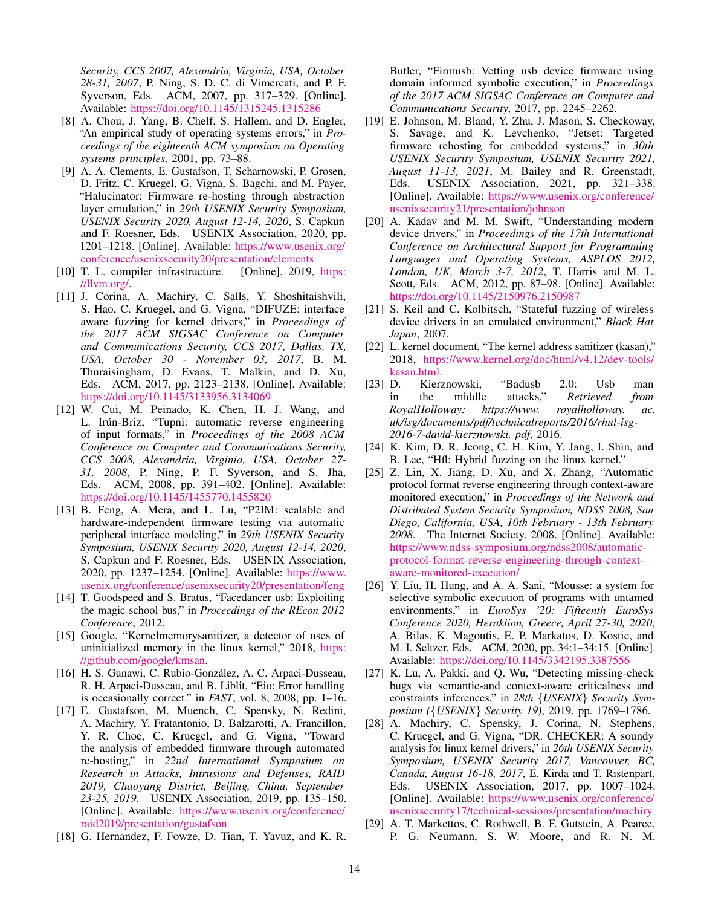*Security, CCS 2007, Alexandria, Virginia, USA, October 28-31, 2007*, P. Ning, S. D. C. di Vimercati, and P. F. Syverson, Eds. ACM, 2007, pp. 317–329. [Online]. Available: https://doi.org/10.1145/1315245.1315286

[8] A. Chou, J. Yang, B. Chelf, S. Hallem, and D. Engler, "An empirical study of operating systems errors," in *Proceedings of the eighteenth ACM symposium on Operating systems principles*, 2001, pp. 73–88.

[9] A. A. Clements, E. Gustafson, T. Scharnowski, P. Grosen, D. Fritz, C. Kruegel, G. Vigna, S. Bagchi, and M. Payer, "Halucinator: Firmware re-hosting through abstraction layer emulation," in *29th USENIX Security Symposium, USENIX Security 2020, August 12-14, 2020*, S. Capkun and F. Roesner, Eds. USENIX Association, 2020, pp. 1201–1218. [Online]. Available: https://www.usenix.org/conference/usenixsecurity20/presentation/clements

[10] T. L. compiler infrastructure. [Online], 2019, https://llvm.org/.

[11] J. Corina, A. Machiry, C. Salls, Y. Shoshitaishvili, S. Hao, C. Kruegel, and G. Vigna, "DIFUZE: interface aware fuzzing for kernel drivers," in *Proceedings of the 2017 ACM SIGSAC Conference on Computer and Communications Security, CCS 2017, Dallas, TX, USA, October 30 - November 03, 2017*, B. M. Thuraisingham, D. Evans, T. Malkin, and D. Xu, Eds. ACM, 2017, pp. 2123–2138. [Online]. Available: https://doi.org/10.1145/3133956.3134069

[12] W. Cui, M. Peinado, K. Chen, H. J. Wang, and L. Irún-Briz, "Tupni: automatic reverse engineering of input formats," in *Proceedings of the 2008 ACM Conference on Computer and Communications Security, CCS 2008, Alexandria, Virginia, USA, October 27-31, 2008*, P. Ning, P. F. Syverson, and S. Jha, Eds. ACM, 2008, pp. 391–402. [Online]. Available: https://doi.org/10.1145/1455770.1455820

[13] B. Feng, A. Mera, and L. Lu, "P2IM: scalable and hardware-independent firmware testing via automatic peripheral interface modeling," in *29th USENIX Security Symposium, USENIX Security 2020, August 12-14, 2020*, S. Capkun and F. Roesner, Eds. USENIX Association, 2020, pp. 1237–1254. [Online]. Available: https://www.usenix.org/conference/usenixsecurity20/presentation/feng

[14] T. Goodspeed and S. Bratus, "Facedancer usb: Exploiting the magic school bus," in *Proceedings of the REcon 2012 Conference*, 2012.

[15] Google, "Kernelmemorysanitizer, a detector of uses of uninitialized memory in the linux kernel," 2018, https://github.com/google/kmsan.

[16] H. S. Gunawi, C. Rubio-González, A. C. Arpaci-Dusseau, R. H. Arpaci-Dusseau, and B. Liblit, "Eio: Error handling is occasionally correct." in *FAST*, vol. 8, 2008, pp. 1–16.

[17] E. Gustafson, M. Muench, C. Spensky, N. Redini, A. Machiry, Y. Fratantonio, D. Balzarotti, A. Francillon, Y. R. Choe, C. Kruegel, and G. Vigna, "Toward the analysis of embedded firmware through automated re-hosting," in *22nd International Symposium on Research in Attacks, Intrusions and Defenses, RAID 2019, Chaoyang District, Beijing, China, September 23-25, 2019*. USENIX Association, 2019, pp. 135–150. [Online]. Available: https://www.usenix.org/conference/raid2019/presentation/gustafson

[18] G. Hernandez, F. Fowze, D. Tian, T. Yavuz, and K. R. Butler, "Firmusb: Vetting usb device firmware using domain informed symbolic execution," in *Proceedings of the 2017 ACM SIGSAC Conference on Computer and Communications Security*, 2017, pp. 2245–2262.

[19] E. Johnson, M. Bland, Y. Zhu, J. Mason, S. Checkoway, S. Savage, and K. Levchenko, "Jetset: Targeted firmware rehosting for embedded systems," in *30th USENIX Security Symposium, USENIX Security 2021, August 11-13, 2021*, M. Bailey and R. Greenstadt, Eds. USENIX Association, 2021, pp. 321–338. [Online]. Available: https://www.usenix.org/conference/usenixsecurity21/presentation/johnson

[20] A. Kadav and M. M. Swift, "Understanding modern device drivers," in *Proceedings of the 17th International Conference on Architectural Support for Programming Languages and Operating Systems, ASPLOS 2012, London, UK, March 3-7, 2012*, T. Harris and M. L. Scott, Eds. ACM, 2012, pp. 87–98. [Online]. Available: https://doi.org/10.1145/2150976.2150987

[21] S. Keil and C. Kolbitsch, "Stateful fuzzing of wireless device drivers in an emulated environment," *Black Hat Japan*, 2007.

[22] L. kernel document, "The kernel address sanitizer (kasan)," 2018, https://www.kernel.org/doc/html/v4.12/dev-tools/kasan.html.

[23] D. Kierznowski, "Badusb 2.0: Usb man in the middle attacks," *Retrieved from RoyalHolloway: https://www. royalholloway. ac. uk/isg/documents/pdf/technicalreports/2016/rhul-isg-2016-7-david-kierznowski. pdf*, 2016.

[24] K. Kim, D. R. Jeong, C. H. Kim, Y. Jang, I. Shin, and B. Lee, "Hfl: Hybrid fuzzing on the linux kernel."

[25] Z. Lin, X. Jiang, D. Xu, and X. Zhang, "Automatic protocol format reverse engineering through context-aware monitored execution," in *Proceedings of the Network and Distributed System Security Symposium, NDSS 2008, San Diego, California, USA, 10th February - 13th February 2008*. The Internet Society, 2008. [Online]. Available: https://www.ndss-symposium.org/ndss2008/automatic-protocol-format-reverse-engineering-through-context-aware-monitored-execution/

[26] Y. Liu, H. Hung, and A. A. Sani, "Mousse: a system for selective symbolic execution of programs with untamed environments," in *EuroSys '20: Fifteenth EuroSys Conference 2020, Heraklion, Greece, April 27-30, 2020*, A. Bilas, K. Magoutis, E. P. Markatos, D. Kostic, and M. I. Seltzer, Eds. ACM, 2020, pp. 34:1–34:15. [Online]. Available: https://doi.org/10.1145/3342195.3387556

[27] K. Lu, A. Pakki, and Q. Wu, "Detecting missing-check bugs via semantic-and context-aware criticalness and constraints inferences," in *28th {USENIX} Security Symposium ({USENIX} Security 19)*, 2019, pp. 1769–1786.

[28] A. Machiry, C. Spensky, J. Corina, N. Stephens, C. Kruegel, and G. Vigna, "DR. CHECKER: A soundy analysis for linux kernel drivers," in *26th USENIX Security Symposium, USENIX Security 2017, Vancouver, BC, Canada, August 16-18, 2017*, E. Kirda and T. Ristenpart, Eds. USENIX Association, 2017, pp. 1007–1024. [Online]. Available: https://www.usenix.org/conference/usenixsecurity17/technical-sessions/presentation/machiry

[29] A. T. Markettos, C. Rothwell, B. F. Gutstein, A. Pearce, P. G. Neumann, S. W. Moore, and R. N. M.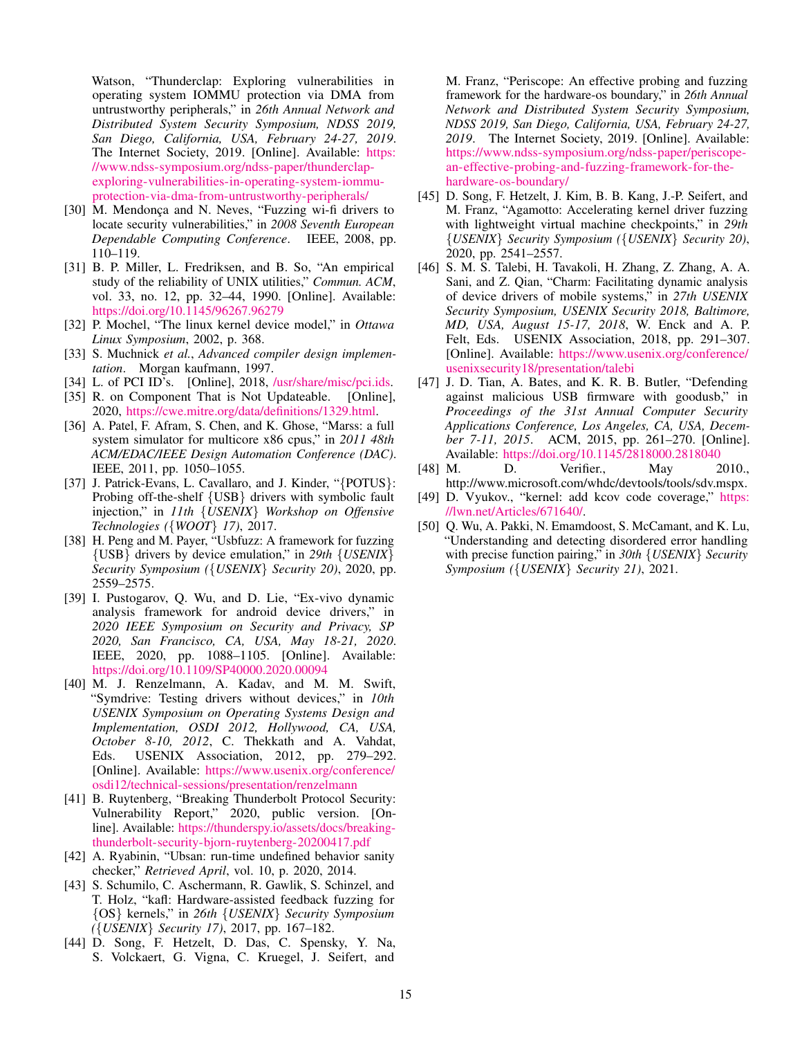Watson, "Thunderclap: Exploring vulnerabilities in operating system IOMMU protection via DMA from untrustworthy peripherals," in *26th Annual Network and Distributed System Security Symposium, NDSS 2019, San Diego, California, USA, February 24-27, 2019*. The Internet Society, 2019. [Online]. Available: https://www.ndss-symposium.org/ndss-paper/thunderclap-exploring-vulnerabilities-in-operating-system-iommu-protection-via-dma-from-untrustworthy-peripherals/

[30] M. Mendonça and N. Neves, "Fuzzing wi-fi drivers to locate security vulnerabilities," in *2008 Seventh European Dependable Computing Conference*. IEEE, 2008, pp. 110–119.

[31] B. P. Miller, L. Fredriksen, and B. So, "An empirical study of the reliability of UNIX utilities," *Commun. ACM*, vol. 33, no. 12, pp. 32–44, 1990. [Online]. Available: https://doi.org/10.1145/96267.96279

[32] P. Mochel, "The linux kernel device model," in *Ottawa Linux Symposium*, 2002, p. 368.

[33] S. Muchnick *et al.*, *Advanced compiler design implementation*. Morgan kaufmann, 1997.

[34] L. of PCI ID's. [Online], 2018, /usr/share/misc/pci.ids.

[35] R. on Component That is Not Updateable. [Online], 2020, https://cwe.mitre.org/data/definitions/1329.html.

[36] A. Patel, F. Afram, S. Chen, and K. Ghose, "Marss: a full system simulator for multicore x86 cpus," in *2011 48th ACM/EDAC/IEEE Design Automation Conference (DAC)*. IEEE, 2011, pp. 1050–1055.

[37] J. Patrick-Evans, L. Cavallaro, and J. Kinder, "{POTUS}: Probing off-the-shelf {USB} drivers with symbolic fault injection," in *11th {USENIX} Workshop on Offensive Technologies ({WOOT} 17)*, 2017.

[38] H. Peng and M. Payer, "Usbfuzz: A framework for fuzzing {USB} drivers by device emulation," in *29th {USENIX} Security Symposium ({USENIX} Security 20)*, 2020, pp. 2559–2575.

[39] I. Pustogarov, Q. Wu, and D. Lie, "Ex-vivo dynamic analysis framework for android device drivers," in *2020 IEEE Symposium on Security and Privacy, SP 2020, San Francisco, CA, USA, May 18-21, 2020*. IEEE, 2020, pp. 1088–1105. [Online]. Available: https://doi.org/10.1109/SP40000.2020.00094

[40] M. J. Renzelmann, A. Kadav, and M. M. Swift, "Symdrive: Testing drivers without devices," in *10th USENIX Symposium on Operating Systems Design and Implementation, OSDI 2012, Hollywood, CA, USA, October 8-10, 2012*, C. Thekkath and A. Vahdat, Eds. USENIX Association, 2012, pp. 279–292. [Online]. Available: https://www.usenix.org/conference/osdi12/technical-sessions/presentation/renzelmann

[41] B. Ruytenberg, "Breaking Thunderbolt Protocol Security: Vulnerability Report," 2020, public version. [Online]. Available: https://thunderspy.io/assets/docs/breaking-thunderbolt-security-bjorn-ruytenberg-20200417.pdf

[42] A. Ryabinin, "Ubsan: run-time undefined behavior sanity checker," *Retrieved April*, vol. 10, p. 2020, 2014.

[43] S. Schumilo, C. Aschermann, R. Gawlik, S. Schinzel, and T. Holz, "kafl: Hardware-assisted feedback fuzzing for {OS} kernels," in *26th {USENIX} Security Symposium ({USENIX} Security 17)*, 2017, pp. 167–182.

[44] D. Song, F. Hetzelt, D. Das, C. Spensky, Y. Na, S. Volckaert, G. Vigna, C. Kruegel, J. Seifert, and M. Franz, "Periscope: An effective probing and fuzzing framework for the hardware-os boundary," in *26th Annual Network and Distributed System Security Symposium, NDSS 2019, San Diego, California, USA, February 24-27, 2019*. The Internet Society, 2019. [Online]. Available: https://www.ndss-symposium.org/ndss-paper/periscope-an-effective-probing-and-fuzzing-framework-for-the-hardware-os-boundary/

[45] D. Song, F. Hetzelt, J. Kim, B. B. Kang, J.-P. Seifert, and M. Franz, "Agamotto: Accelerating kernel driver fuzzing with lightweight virtual machine checkpoints," in *29th {USENIX} Security Symposium ({USENIX} Security 20)*, 2020, pp. 2541–2557.

[46] S. M. S. Talebi, H. Tavakoli, H. Zhang, Z. Zhang, A. A. Sani, and Z. Qian, "Charm: Facilitating dynamic analysis of device drivers of mobile systems," in *27th USENIX Security Symposium, USENIX Security 2018, Baltimore, MD, USA, August 15-17, 2018*, W. Enck and A. P. Felt, Eds. USENIX Association, 2018, pp. 291–307. [Online]. Available: https://www.usenix.org/conference/usenixsecurity18/presentation/talebi

[47] J. D. Tian, A. Bates, and K. R. B. Butler, "Defending against malicious USB firmware with goodusb," in *Proceedings of the 31st Annual Computer Security Applications Conference, Los Angeles, CA, USA, December 7-11, 2015*. ACM, 2015, pp. 261–270. [Online]. Available: https://doi.org/10.1145/2818000.2818040

[48] M. D. Verifier., May 2010., http://www.microsoft.com/whdc/devtools/tools/sdv.mspx.

[49] D. Vyukov., "kernel: add kcov code coverage," https://lwn.net/Articles/671640/.

[50] Q. Wu, A. Pakki, N. Emamdoost, S. McCamant, and K. Lu, "Understanding and detecting disordered error handling with precise function pairing," in *30th {USENIX} Security Symposium ({USENIX} Security 21)*, 2021.